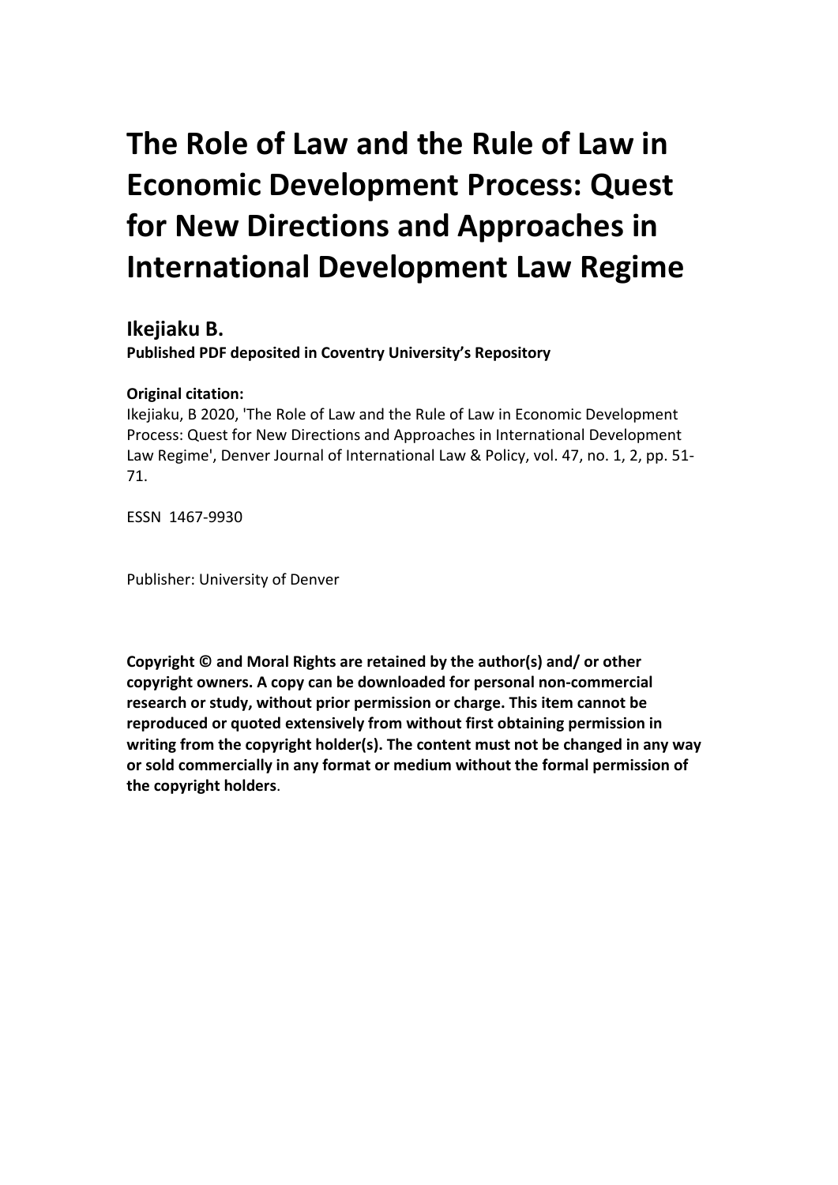# The Role of Law and the Rule of Law in Economic Development Process: Quest for New Directions and Approaches in International Development Law Regime

**Ikejiaku B.**

**Published PDF deposited in Coventry University's Repository**

**Original citation:**

Ikejiaku, B 2020, 'The Role of Law and the Rule of Law in Economic Development Process: Quest for New Directions and Approaches in International Development Law Regime', Denver Journal of International Law & Policy, vol. 47, no. 1, 2, pp. 51-71.

ESSN 1467-9930

Publisher: University of Denver

**Copyright © and Moral Rights are retained by the author(s) and/ or other copyright owners. A copy can be downloaded for personal non-commercial research or study, without prior permission or charge. This item cannot be reproduced or quoted extensively from without first obtaining permission in writing from the copyright holder(s). The content must not be changed in any way or sold commercially in any format or medium without the formal permission of the copyright holders**.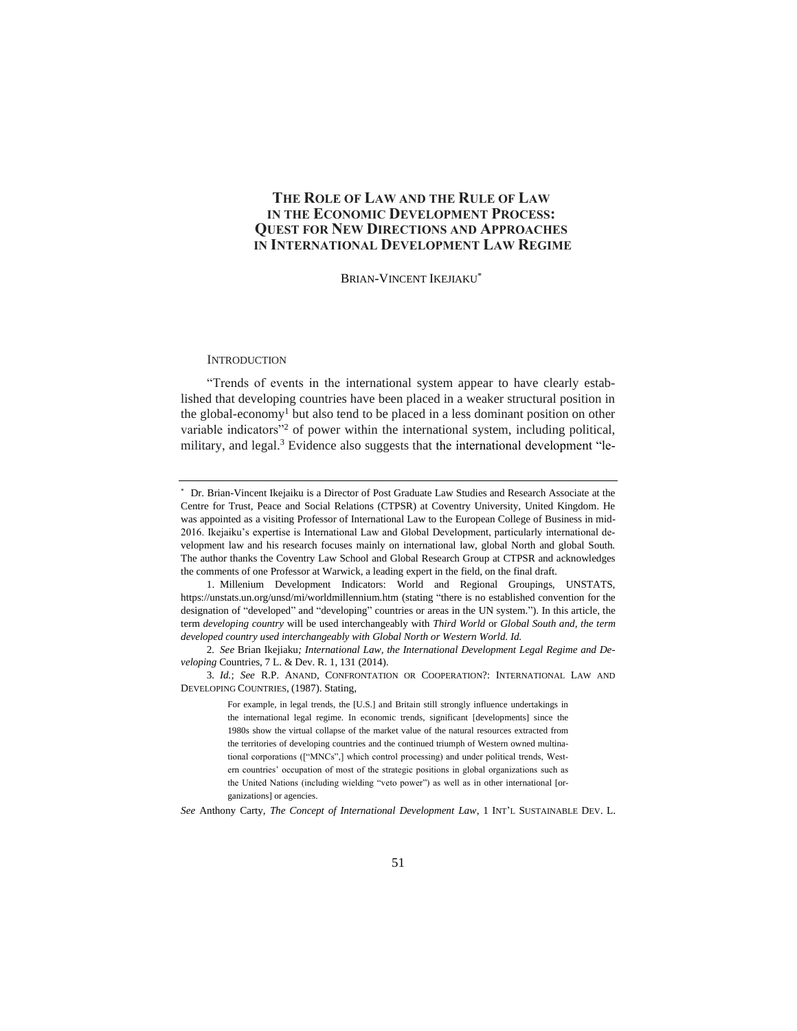# THE ROLE OF LAW AND THE RULE OF LAW IN THE ECONOMIC DEVELOPMENT PROCESS: QUEST FOR NEW DIRECTIONS AND APPROACHES IN INTERNATIONAL DEVELOPMENT LAW REGIME

BRIAN-VINCENT IKEJIAKU*

## INTRODUCTION

"Trends of events in the international system appear to have clearly established that developing countries have been placed in a weaker structural position in the global-economy[1] but also tend to be placed in a less dominant position on other variable indicators"[2] of power within the international system, including political, military, and legal.[3] Evidence also suggests that the international development "le-

---

\* Dr. Brian-Vincent Ikejiaku is a Director of Post Graduate Law Studies and Research Associate at the Centre for Trust, Peace and Social Relations (CTPSR) at Coventry University, United Kingdom. He was appointed as a visiting Professor of International Law to the European College of Business in mid-2016. Ikejiaku's expertise is International Law and Global Development, particularly international development law and his research focuses mainly on international law, global North and global South. The author thanks the Coventry Law School and Global Research Group at CTPSR and acknowledges the comments of one Professor at Warwick, a leading expert in the field, on the final draft.

1. Millenium Development Indicators: World and Regional Groupings, UNSTATS, https://unstats.un.org/unsd/mi/worldmillennium.htm (stating "there is no established convention for the designation of "developed" and "developing" countries or areas in the UN system."). In this article, the term *developing country* will be used interchangeably with *Third World* or *Global South and, the term developed country used interchangeably with Global North or Western World. Id.*

2. *See* Brian Ikejiaku*; International Law, the International Development Legal Regime and Developing* Countries, 7 L. & Dev. R. 1, 131 (2014).

3. *Id.*; *See* R.P. ANAND, CONFRONTATION OR COOPERATION?: INTERNATIONAL LAW AND DEVELOPING COUNTRIES, (1987). Stating,

> For example, in legal trends, the [U.S.] and Britain still strongly influence undertakings in the international legal regime. In economic trends, significant [developments] since the 1980s show the virtual collapse of the market value of the natural resources extracted from the territories of developing countries and the continued triumph of Western owned multinational corporations (["MNCs",] which control processing) and under political trends, Western countries' occupation of most of the strategic positions in global organizations such as the United Nations (including wielding "veto power") as well as in other international [organizations] or agencies.

*See* Anthony Carty, *The Concept of International Development Law*, 1 INT'L SUSTAINABLE DEV. L.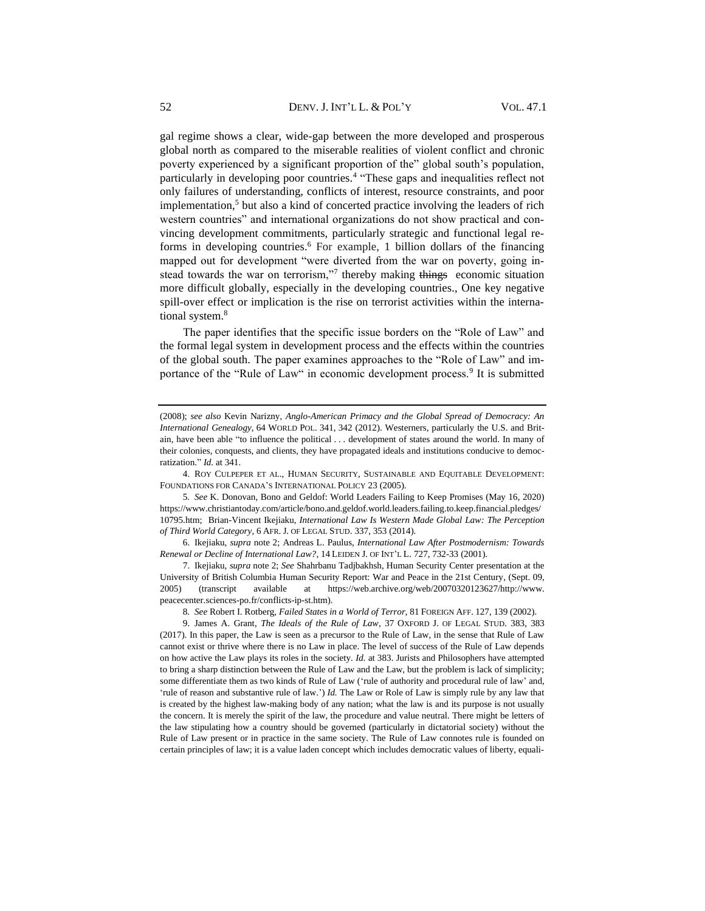gal regime shows a clear, wide-gap between the more developed and prosperous global north as compared to the miserable realities of violent conflict and chronic poverty experienced by a significant proportion of the" global south's population, particularly in developing poor countries.[4] "These gaps and inequalities reflect not only failures of understanding, conflicts of interest, resource constraints, and poor implementation,[5] but also a kind of concerted practice involving the leaders of rich western countries" and international organizations do not show practical and convincing development commitments, particularly strategic and functional legal reforms in developing countries.[6] For example, 1 billion dollars of the financing mapped out for development "were diverted from the war on poverty, going instead towards the war on terrorism,"[7] thereby making ~~things~~ economic situation more difficult globally, especially in the developing countries., One key negative spill-over effect or implication is the rise on terrorist activities within the international system.[8]

The paper identifies that the specific issue borders on the "Role of Law" and the formal legal system in development process and the effects within the countries of the global south. The paper examines approaches to the "Role of Law" and importance of the "Rule of Law" in economic development process.[9] It is submitted

---

(2008); *see also* Kevin Narizny, *Anglo-American Primacy and the Global Spread of Democracy: An International Genealogy*, 64 WORLD POL. 341, 342 (2012). Westerners, particularly the U.S. and Britain, have been able "to influence the political . . . development of states around the world. In many of their colonies, conquests, and clients, they have propagated ideals and institutions conducive to democratization." *Id.* at 341.

4. ROY CULPEPER ET AL., HUMAN SECURITY, SUSTAINABLE AND EQUITABLE DEVELOPMENT: FOUNDATIONS FOR CANADA'S INTERNATIONAL POLICY 23 (2005).

5. *See* K. Donovan, Bono and Geldof: World Leaders Failing to Keep Promises (May 16, 2020) https://www.christiantoday.com/article/bono.and.geldof.world.leaders.failing.to.keep.financial.pledges/10795.htm; Brian-Vincent Ikejiaku, *International Law Is Western Made Global Law: The Perception of Third World Category*, 6 AFR. J. OF LEGAL STUD. 337, 353 (2014).

6. Ikejiaku, *supra* note 2; Andreas L. Paulus, *International Law After Postmodernism: Towards Renewal or Decline of International Law?*, 14 LEIDEN J. OF INT'L L. 727, 732-33 (2001).

7. Ikejiaku, *supra* note 2; *See* Shahrbanu Tadjbakhsh, Human Security Center presentation at the University of British Columbia Human Security Report: War and Peace in the 21st Century, (Sept. 09, 2005) (transcript available at https://web.archive.org/web/20070320123627/http://www.peacecenter.sciences-po.fr/conflicts-ip-st.htm).

8. *See* Robert I. Rotberg, *Failed States in a World of Terror*, 81 FOREIGN AFF. 127, 139 (2002).

9. James A. Grant, *The Ideals of the Rule of Law*, 37 OXFORD J. OF LEGAL STUD. 383, 383 (2017). In this paper, the Law is seen as a precursor to the Rule of Law, in the sense that Rule of Law cannot exist or thrive where there is no Law in place. The level of success of the Rule of Law depends on how active the Law plays its roles in the society. *Id.* at 383. Jurists and Philosophers have attempted to bring a sharp distinction between the Rule of Law and the Law, but the problem is lack of simplicity; some differentiate them as two kinds of Rule of Law ('rule of authority and procedural rule of law' and, 'rule of reason and substantive rule of law.') *Id.* The Law or Role of Law is simply rule by any law that is created by the highest law-making body of any nation; what the law is and its purpose is not usually the concern. It is merely the spirit of the law, the procedure and value neutral. There might be letters of the law stipulating how a country should be governed (particularly in dictatorial society) without the Rule of Law present or in practice in the same society. The Rule of Law connotes rule is founded on certain principles of law; it is a value laden concept which includes democratic values of liberty, equali-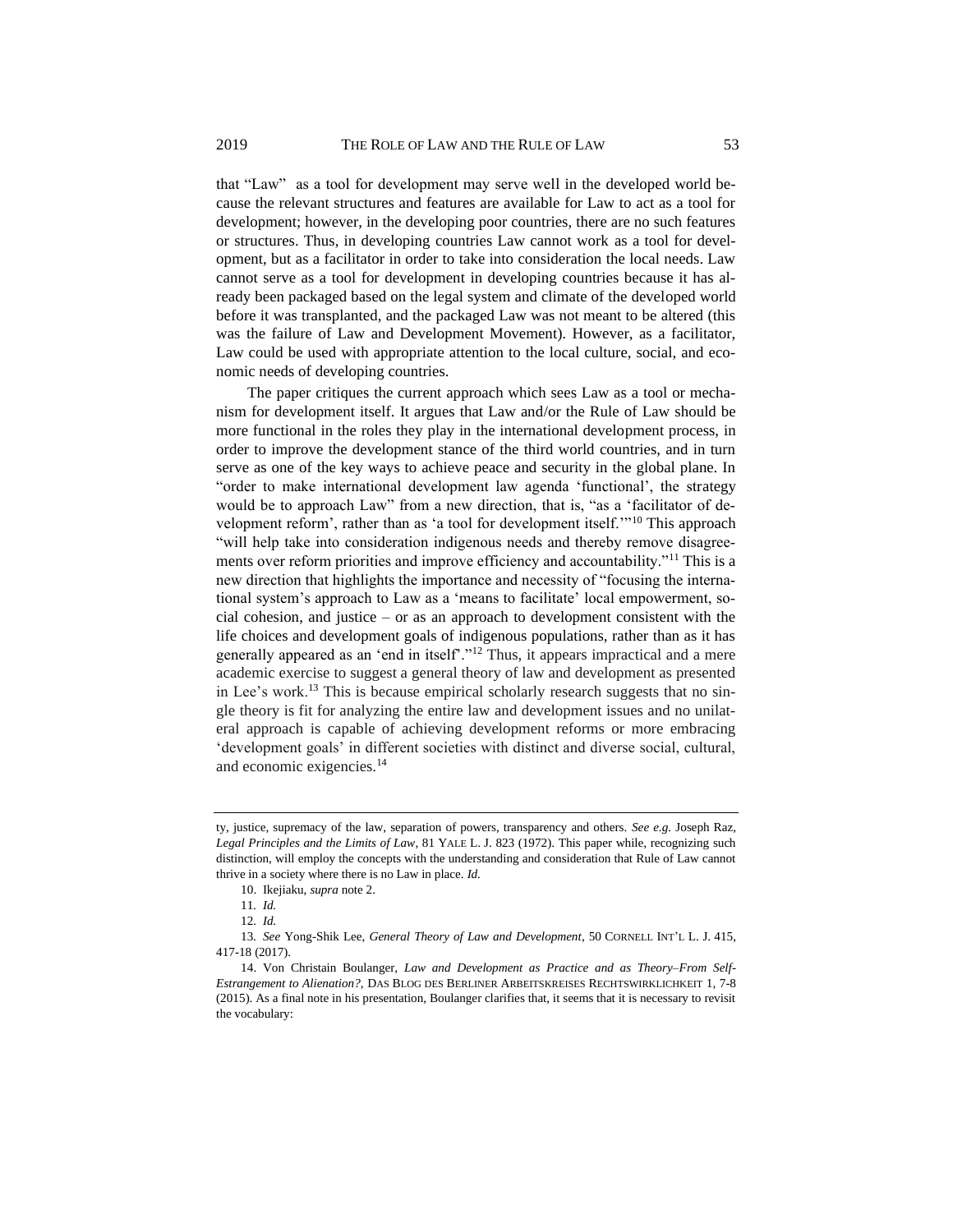that "Law" as a tool for development may serve well in the developed world because the relevant structures and features are available for Law to act as a tool for development; however, in the developing poor countries, there are no such features or structures. Thus, in developing countries Law cannot work as a tool for development, but as a facilitator in order to take into consideration the local needs. Law cannot serve as a tool for development in developing countries because it has already been packaged based on the legal system and climate of the developed world before it was transplanted, and the packaged Law was not meant to be altered (this was the failure of Law and Development Movement). However, as a facilitator, Law could be used with appropriate attention to the local culture, social, and economic needs of developing countries.

The paper critiques the current approach which sees Law as a tool or mechanism for development itself. It argues that Law and/or the Rule of Law should be more functional in the roles they play in the international development process, in order to improve the development stance of the third world countries, and in turn serve as one of the key ways to achieve peace and security in the global plane. In "order to make international development law agenda 'functional', the strategy would be to approach Law" from a new direction, that is, "as a 'facilitator of development reform', rather than as 'a tool for development itself.'"[10] This approach "will help take into consideration indigenous needs and thereby remove disagreements over reform priorities and improve efficiency and accountability."[11] This is a new direction that highlights the importance and necessity of "focusing the international system's approach to Law as a 'means to facilitate' local empowerment, social cohesion, and justice – or as an approach to development consistent with the life choices and development goals of indigenous populations, rather than as it has generally appeared as an 'end in itself'."[12] Thus, it appears impractical and a mere academic exercise to suggest a general theory of law and development as presented in Lee's work.[13] This is because empirical scholarly research suggests that no single theory is fit for analyzing the entire law and development issues and no unilateral approach is capable of achieving development reforms or more embracing 'development goals' in different societies with distinct and diverse social, cultural, and economic exigencies.[14]

---

ty, justice, supremacy of the law, separation of powers, transparency and others. *See e.g.* Joseph Raz, *Legal Principles and the Limits of Law*, 81 YALE L. J. 823 (1972). This paper while, recognizing such distinction, will employ the concepts with the understanding and consideration that Rule of Law cannot thrive in a society where there is no Law in place. *Id.*

10. Ikejiaku, *supra* note 2.

11. *Id.*

12. *Id.*

13. *See* Yong-Shik Lee, *General Theory of Law and Development*, 50 CORNELL INT'L L. J. 415, 417-18 (2017).

14. Von Christain Boulanger, *Law and Development as Practice and as Theory–From Self-Estrangement to Alienation?*, DAS BLOG DES BERLINER ARBEITSKREISES RECHTSWIRKLICHKEIT 1, 7-8 (2015). As a final note in his presentation, Boulanger clarifies that, it seems that it is necessary to revisit the vocabulary: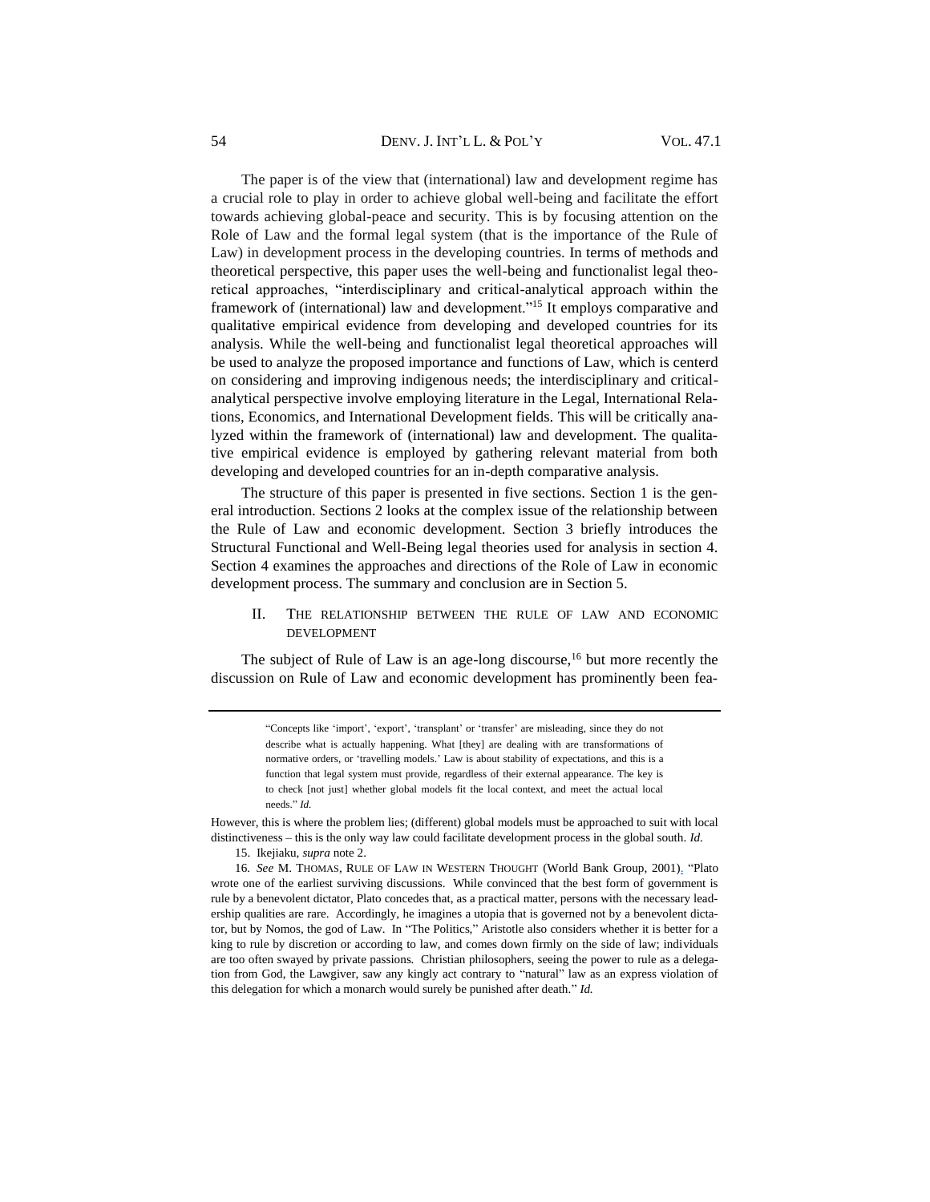The paper is of the view that (international) law and development regime has a crucial role to play in order to achieve global well-being and facilitate the effort towards achieving global-peace and security. This is by focusing attention on the Role of Law and the formal legal system (that is the importance of the Rule of Law) in development process in the developing countries. In terms of methods and theoretical perspective, this paper uses the well-being and functionalist legal theoretical approaches, "interdisciplinary and critical-analytical approach within the framework of (international) law and development."[15] It employs comparative and qualitative empirical evidence from developing and developed countries for its analysis. While the well-being and functionalist legal theoretical approaches will be used to analyze the proposed importance and functions of Law, which is centerd on considering and improving indigenous needs; the interdisciplinary and critical-analytical perspective involve employing literature in the Legal, International Relations, Economics, and International Development fields. This will be critically analyzed within the framework of (international) law and development. The qualitative empirical evidence is employed by gathering relevant material from both developing and developed countries for an in-depth comparative analysis.

The structure of this paper is presented in five sections. Section 1 is the general introduction. Sections 2 looks at the complex issue of the relationship between the Rule of Law and economic development. Section 3 briefly introduces the Structural Functional and Well-Being legal theories used for analysis in section 4. Section 4 examines the approaches and directions of the Role of Law in economic development process. The summary and conclusion are in Section 5.

## II. The relationship between the rule of law and economic development

The subject of Rule of Law is an age-long discourse,[16] but more recently the discussion on Rule of Law and economic development has prominently been fea-

---

> "Concepts like 'import', 'export', 'transplant' or 'transfer' are misleading, since they do not describe what is actually happening. What [they] are dealing with are transformations of normative orders, or 'travelling models.' Law is about stability of expectations, and this is a function that legal system must provide, regardless of their external appearance. The key is to check [not just] whether global models fit the local context, and meet the actual local needs." *Id.*

However, this is where the problem lies; (different) global models must be approached to suit with local distinctiveness – this is the only way law could facilitate development process in the global south. *Id.*

15. Ikejiaku, *supra* note 2.

16. *See* M. Thomas, Rule of Law in Western Thought (World Bank Group, 2001). "Plato wrote one of the earliest surviving discussions. While convinced that the best form of government is rule by a benevolent dictator, Plato concedes that, as a practical matter, persons with the necessary leadership qualities are rare. Accordingly, he imagines a utopia that is governed not by a benevolent dictator, but by Nomos, the god of Law. In "The Politics," Aristotle also considers whether it is better for a king to rule by discretion or according to law, and comes down firmly on the side of law; individuals are too often swayed by private passions. Christian philosophers, seeing the power to rule as a delegation from God, the Lawgiver, saw any kingly act contrary to "natural" law as an express violation of this delegation for which a monarch would surely be punished after death." *Id.*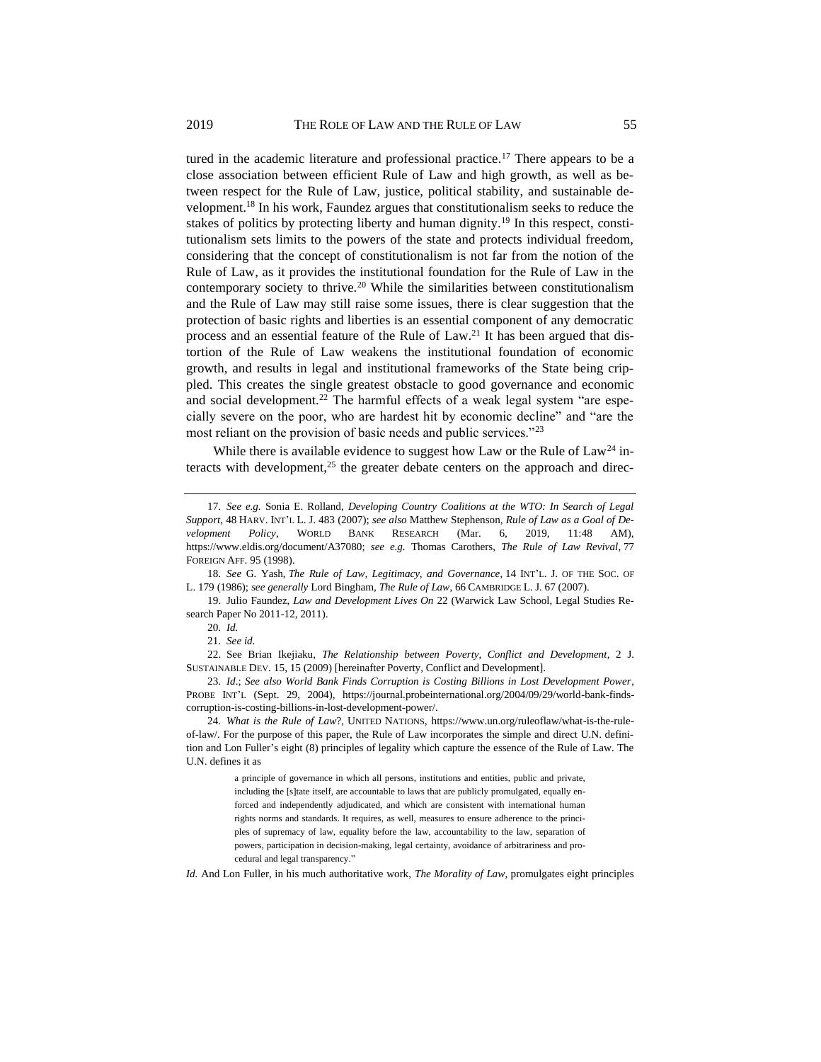tured in the academic literature and professional practice.[17] There appears to be a close association between efficient Rule of Law and high growth, as well as between respect for the Rule of Law, justice, political stability, and sustainable development.[18] In his work, Faundez argues that constitutionalism seeks to reduce the stakes of politics by protecting liberty and human dignity.[19] In this respect, constitutionalism sets limits to the powers of the state and protects individual freedom, considering that the concept of constitutionalism is not far from the notion of the Rule of Law, as it provides the institutional foundation for the Rule of Law in the contemporary society to thrive.[20] While the similarities between constitutionalism and the Rule of Law may still raise some issues, there is clear suggestion that the protection of basic rights and liberties is an essential component of any democratic process and an essential feature of the Rule of Law.[21] It has been argued that distortion of the Rule of Law weakens the institutional foundation of economic growth, and results in legal and institutional frameworks of the State being crippled. This creates the single greatest obstacle to good governance and economic and social development.[22] The harmful effects of a weak legal system "are especially severe on the poor, who are hardest hit by economic decline" and "are the most reliant on the provision of basic needs and public services."[23]

While there is available evidence to suggest how Law or the Rule of Law[24] interacts with development,[25] the greater debate centers on the approach and direc-

---

17. *See e.g.* Sonia E. Rolland, *Developing Country Coalitions at the WTO: In Search of Legal Support*, 48 HARV. INT'L L. J. 483 (2007); *see also* Matthew Stephenson, *Rule of Law as a Goal of Development Policy*, WORLD BANK RESEARCH (Mar. 6, 2019, 11:48 AM), https://www.eldis.org/document/A37080; *see e.g.* Thomas Carothers, *The Rule of Law Revival*, 77 FOREIGN AFF. 95 (1998).

18. *See* G. Yash, *The Rule of Law, Legitimacy, and Governance*, 14 INT'L. J. OF THE SOC. OF L. 179 (1986); *see generally* Lord Bingham, *The Rule of Law*, 66 CAMBRIDGE L. J. 67 (2007).

19. Julio Faundez, *Law and Development Lives On* 22 (Warwick Law School, Legal Studies Research Paper No 2011-12, 2011).

20. *Id.*

21. *See id.*

22. See Brian Ikejiaku, *The Relationship between Poverty, Conflict and Development*, 2 J. SUSTAINABLE DEV. 15, 15 (2009) [hereinafter Poverty, Conflict and Development].

23. *Id.*; *See also World Bank Finds Corruption is Costing Billions in Lost Development Power*, PROBE INT'L (Sept. 29, 2004), https://journal.probeinternational.org/2004/09/29/world-bank-finds-corruption-is-costing-billions-in-lost-development-power/.

24. *What is the Rule of Law*?, UNITED NATIONS, https://www.un.org/ruleoflaw/what-is-the-rule-of-law/. For the purpose of this paper, the Rule of Law incorporates the simple and direct U.N. definition and Lon Fuller's eight (8) principles of legality which capture the essence of the Rule of Law. The U.N. defines it as

> a principle of governance in which all persons, institutions and entities, public and private, including the [s]tate itself, are accountable to laws that are publicly promulgated, equally enforced and independently adjudicated, and which are consistent with international human rights norms and standards. It requires, as well, measures to ensure adherence to the principles of supremacy of law, equality before the law, accountability to the law, separation of powers, participation in decision-making, legal certainty, avoidance of arbitrariness and procedural and legal transparency."

*Id.* And Lon Fuller, in his much authoritative work, *The Morality of Law*, promulgates eight principles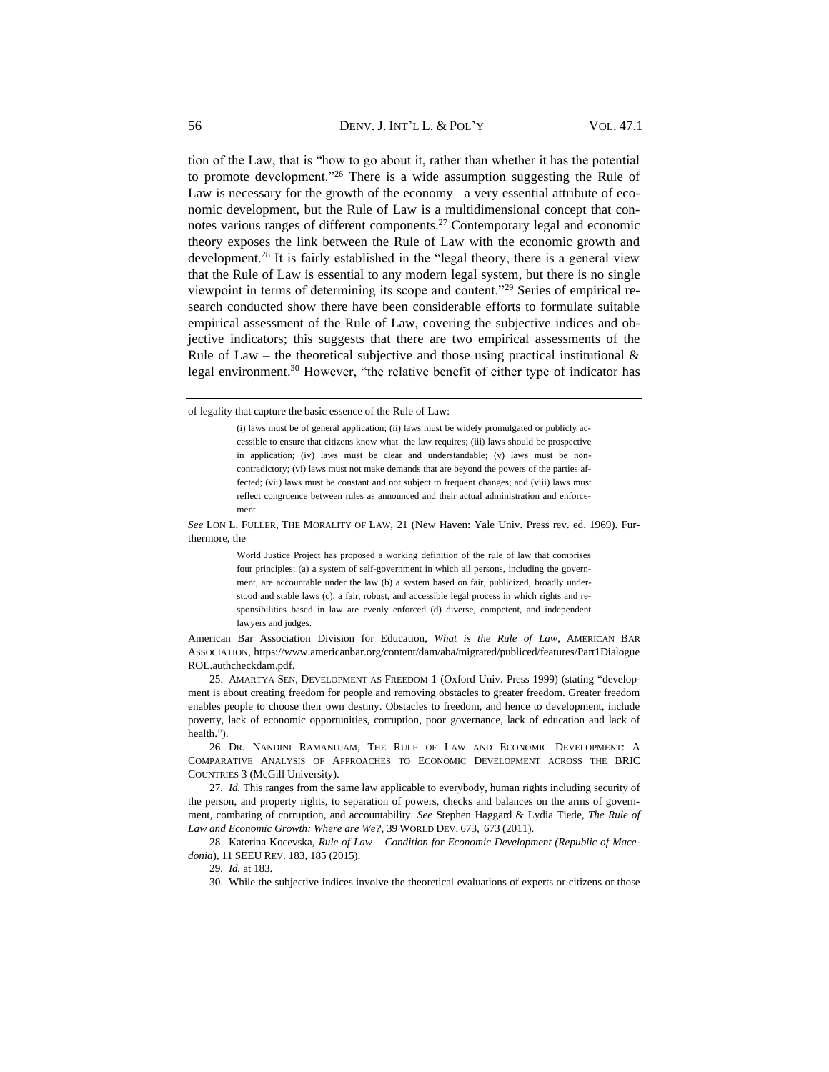tion of the Law, that is "how to go about it, rather than whether it has the potential to promote development."[26] There is a wide assumption suggesting the Rule of Law is necessary for the growth of the economy– a very essential attribute of economic development, but the Rule of Law is a multidimensional concept that connotes various ranges of different components.[27] Contemporary legal and economic theory exposes the link between the Rule of Law with the economic growth and development.[28] It is fairly established in the "legal theory, there is a general view that the Rule of Law is essential to any modern legal system, but there is no single viewpoint in terms of determining its scope and content."[29] Series of empirical research conducted show there have been considerable efforts to formulate suitable empirical assessment of the Rule of Law, covering the subjective indices and objective indicators; this suggests that there are two empirical assessments of the Rule of Law – the theoretical subjective and those using practical institutional & legal environment.[30] However, "the relative benefit of either type of indicator has

---

of legality that capture the basic essence of the Rule of Law:

> (i) laws must be of general application; (ii) laws must be widely promulgated or publicly accessible to ensure that citizens know what the law requires; (iii) laws should be prospective in application; (iv) laws must be clear and understandable; (v) laws must be non-contradictory; (vi) laws must not make demands that are beyond the powers of the parties affected; (vii) laws must be constant and not subject to frequent changes; and (viii) laws must reflect congruence between rules as announced and their actual administration and enforcement.

*See* LON L. FULLER, THE MORALITY OF LAW, 21 (New Haven: Yale Univ. Press rev. ed. 1969). Furthermore, the

> World Justice Project has proposed a working definition of the rule of law that comprises four principles: (a) a system of self-government in which all persons, including the government, are accountable under the law (b) a system based on fair, publicized, broadly understood and stable laws (c). a fair, robust, and accessible legal process in which rights and responsibilities based in law are evenly enforced (d) diverse, competent, and independent lawyers and judges.

American Bar Association Division for Education, *What is the Rule of Law*, AMERICAN BAR ASSOCIATION, https://www.americanbar.org/content/dam/aba/migrated/publiced/features/Part1DialogueROL.authcheckdam.pdf.

25. AMARTYA SEN, DEVELOPMENT AS FREEDOM 1 (Oxford Univ. Press 1999) (stating "development is about creating freedom for people and removing obstacles to greater freedom. Greater freedom enables people to choose their own destiny. Obstacles to freedom, and hence to development, include poverty, lack of economic opportunities, corruption, poor governance, lack of education and lack of health.").

26. DR. NANDINI RAMANUJAM, THE RULE OF LAW AND ECONOMIC DEVELOPMENT: A COMPARATIVE ANALYSIS OF APPROACHES TO ECONOMIC DEVELOPMENT ACROSS THE BRIC COUNTRIES 3 (McGill University).

27. *Id.* This ranges from the same law applicable to everybody, human rights including security of the person, and property rights, to separation of powers, checks and balances on the arms of government, combating of corruption, and accountability. *See* Stephen Haggard & Lydia Tiede, *The Rule of Law and Economic Growth: Where are We?*, 39 WORLD DEV. 673, 673 (2011).

28. Katerina Kocevska, *Rule of Law – Condition for Economic Development (Republic of Macedonia*), 11 SEEU REV. 183, 185 (2015).

29. *Id.* at 183.

30. While the subjective indices involve the theoretical evaluations of experts or citizens or those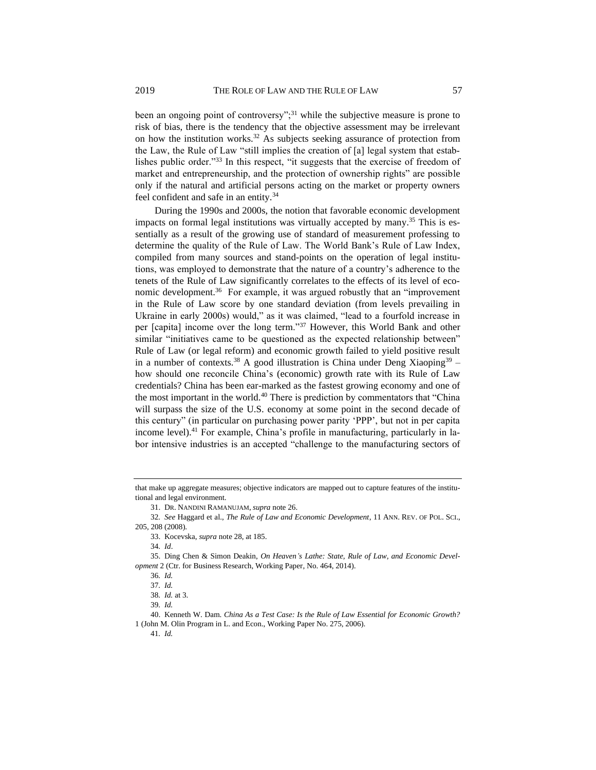been an ongoing point of controversy";[31] while the subjective measure is prone to risk of bias, there is the tendency that the objective assessment may be irrelevant on how the institution works.[32] As subjects seeking assurance of protection from the Law, the Rule of Law "still implies the creation of [a] legal system that establishes public order."[33] In this respect, "it suggests that the exercise of freedom of market and entrepreneurship, and the protection of ownership rights" are possible only if the natural and artificial persons acting on the market or property owners feel confident and safe in an entity.[34]

During the 1990s and 2000s, the notion that favorable economic development impacts on formal legal institutions was virtually accepted by many.[35] This is essentially as a result of the growing use of standard of measurement professing to determine the quality of the Rule of Law. The World Bank's Rule of Law Index, compiled from many sources and stand-points on the operation of legal institutions, was employed to demonstrate that the nature of a country's adherence to the tenets of the Rule of Law significantly correlates to the effects of its level of economic development.[36] For example, it was argued robustly that an "improvement in the Rule of Law score by one standard deviation (from levels prevailing in Ukraine in early 2000s) would," as it was claimed, "lead to a fourfold increase in per [capita] income over the long term."[37] However, this World Bank and other similar "initiatives came to be questioned as the expected relationship between" Rule of Law (or legal reform) and economic growth failed to yield positive result in a number of contexts.[38] A good illustration is China under Deng Xiaoping[39] – how should one reconcile China's (economic) growth rate with its Rule of Law credentials? China has been ear-marked as the fastest growing economy and one of the most important in the world.[40] There is prediction by commentators that "China will surpass the size of the U.S. economy at some point in the second decade of this century" (in particular on purchasing power parity 'PPP', but not in per capita income level).[41] For example, China's profile in manufacturing, particularly in labor intensive industries is an accepted "challenge to the manufacturing sectors of

---

that make up aggregate measures; objective indicators are mapped out to capture features of the institutional and legal environment.

31. DR. NANDINI RAMANUJAM, *supra* note 26.

32. *See* Haggard et al., *The Rule of Law and Economic Development*, 11 ANN. REV. OF POL. SCI., 205, 208 (2008).

33. Kocevska, *supra* note 28, at 185.

34. *Id*.

35. Ding Chen & Simon Deakin, *On Heaven's Lathe: State, Rule of Law, and Economic Development* 2 (Ctr. for Business Research, Working Paper, No. 464, 2014).

36. *Id.*

37. *Id.*

38. *Id.* at 3.

39. *Id.*

40. Kenneth W. Dam. *China As a Test Case: Is the Rule of Law Essential for Economic Growth?* 1 (John M. Olin Program in L. and Econ., Working Paper No. 275, 2006).

41. *Id.*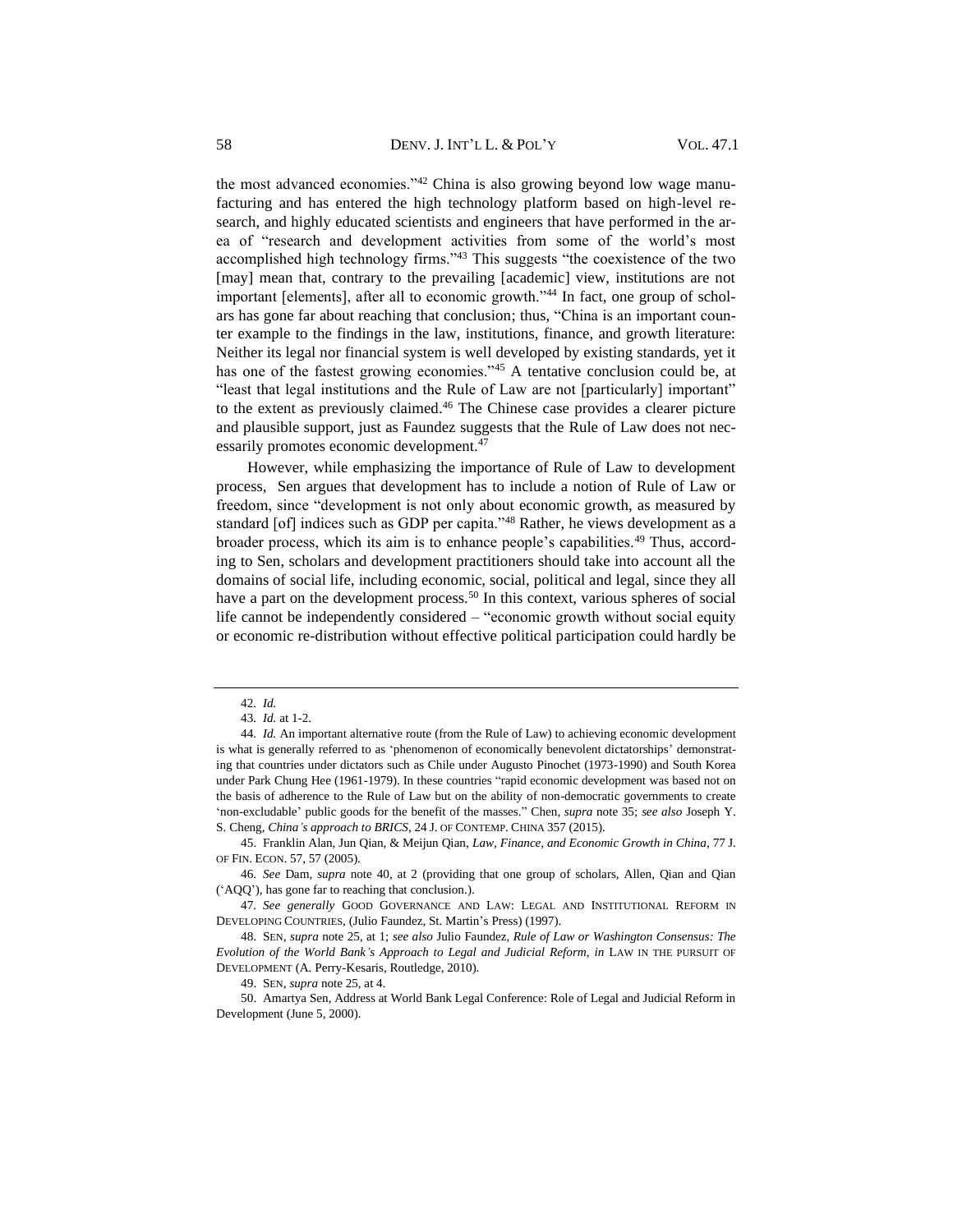the most advanced economies."[42] China is also growing beyond low wage manufacturing and has entered the high technology platform based on high-level research, and highly educated scientists and engineers that have performed in the area of "research and development activities from some of the world's most accomplished high technology firms."[43] This suggests "the coexistence of the two [may] mean that, contrary to the prevailing [academic] view, institutions are not important [elements], after all to economic growth."[44] In fact, one group of scholars has gone far about reaching that conclusion; thus, "China is an important counter example to the findings in the law, institutions, finance, and growth literature: Neither its legal nor financial system is well developed by existing standards, yet it has one of the fastest growing economies."[45] A tentative conclusion could be, at "least that legal institutions and the Rule of Law are not [particularly] important" to the extent as previously claimed.[46] The Chinese case provides a clearer picture and plausible support, just as Faundez suggests that the Rule of Law does not necessarily promotes economic development.[47]

However, while emphasizing the importance of Rule of Law to development process, Sen argues that development has to include a notion of Rule of Law or freedom, since "development is not only about economic growth, as measured by standard [of] indices such as GDP per capita."[48] Rather, he views development as a broader process, which its aim is to enhance people's capabilities.[49] Thus, according to Sen, scholars and development practitioners should take into account all the domains of social life, including economic, social, political and legal, since they all have a part on the development process.[50] In this context, various spheres of social life cannot be independently considered – "economic growth without social equity or economic re-distribution without effective political participation could hardly be

---

42. *Id.*

43. *Id.* at 1-2.

44. *Id.* An important alternative route (from the Rule of Law) to achieving economic development is what is generally referred to as 'phenomenon of economically benevolent dictatorships' demonstrating that countries under dictators such as Chile under Augusto Pinochet (1973-1990) and South Korea under Park Chung Hee (1961-1979). In these countries "rapid economic development was based not on the basis of adherence to the Rule of Law but on the ability of non-democratic governments to create 'non-excludable' public goods for the benefit of the masses." Chen, *supra* note 35; *see also* Joseph Y. S. Cheng, *China's approach to BRICS*, 24 J. OF CONTEMP. CHINA 357 (2015).

45. Franklin Alan, Jun Qian, & Meijun Qian, *Law, Finance, and Economic Growth in China*, 77 J. OF FIN. ECON. 57, 57 (2005).

46. *See* Dam, *supra* note 40, at 2 (providing that one group of scholars, Allen, Qian and Qian ('AQQ'), has gone far to reaching that conclusion.).

47. *See generally* GOOD GOVERNANCE AND LAW: LEGAL AND INSTITUTIONAL REFORM IN DEVELOPING COUNTRIES, (Julio Faundez, St. Martin's Press) (1997).

48. SEN, *supra* note 25, at 1; *see also* Julio Faundez, *Rule of Law or Washington Consensus: The Evolution of the World Bank's Approach to Legal and Judicial Reform*, *in* LAW IN THE PURSUIT OF DEVELOPMENT (A. Perry-Kesaris, Routledge, 2010).

49. SEN, *supra* note 25, at 4.

50. Amartya Sen, Address at World Bank Legal Conference: Role of Legal and Judicial Reform in Development (June 5, 2000).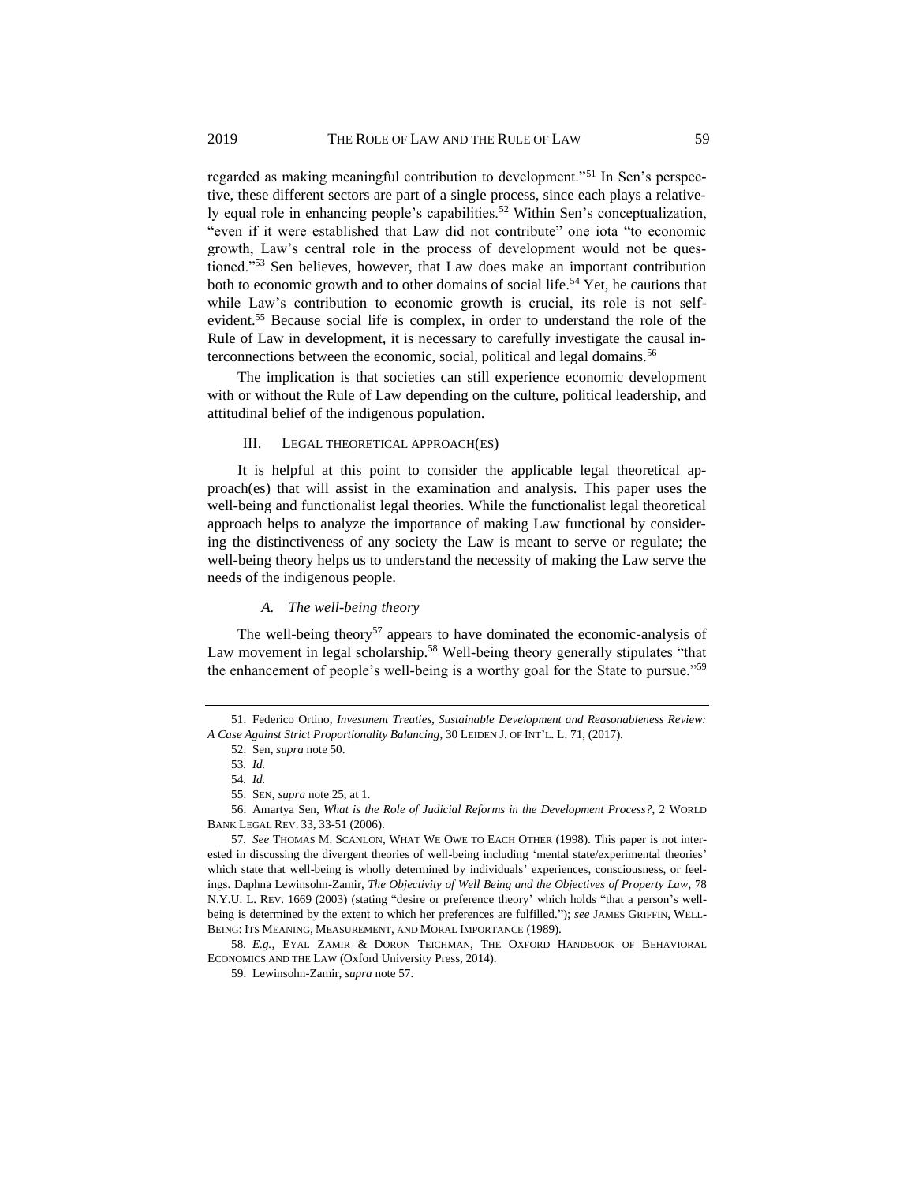regarded as making meaningful contribution to development."[51] In Sen's perspective, these different sectors are part of a single process, since each plays a relatively equal role in enhancing people's capabilities.[52] Within Sen's conceptualization, "even if it were established that Law did not contribute" one iota "to economic growth, Law's central role in the process of development would not be questioned."[53] Sen believes, however, that Law does make an important contribution both to economic growth and to other domains of social life.[54] Yet, he cautions that while Law's contribution to economic growth is crucial, its role is not self-evident.[55] Because social life is complex, in order to understand the role of the Rule of Law in development, it is necessary to carefully investigate the causal interconnections between the economic, social, political and legal domains.[56]

The implication is that societies can still experience economic development with or without the Rule of Law depending on the culture, political leadership, and attitudinal belief of the indigenous population.

## III. LEGAL THEORETICAL APPROACH(ES)

It is helpful at this point to consider the applicable legal theoretical approach(es) that will assist in the examination and analysis. This paper uses the well-being and functionalist legal theories. While the functionalist legal theoretical approach helps to analyze the importance of making Law functional by considering the distinctiveness of any society the Law is meant to serve or regulate; the well-being theory helps us to understand the necessity of making the Law serve the needs of the indigenous people.

### *A. The well-being theory*

The well-being theory[57] appears to have dominated the economic-analysis of Law movement in legal scholarship.[58] Well-being theory generally stipulates "that the enhancement of people's well-being is a worthy goal for the State to pursue."[59]

---

51. Federico Ortino, *Investment Treaties, Sustainable Development and Reasonableness Review: A Case Against Strict Proportionality Balancing*, 30 LEIDEN J. OF INT'L. L. 71, (2017).

52. Sen, *supra* note 50.

53. *Id.*

54. *Id.*

55. SEN, *supra* note 25, at 1.

56. Amartya Sen, *What is the Role of Judicial Reforms in the Development Process?*, 2 WORLD BANK LEGAL REV. 33, 33-51 (2006).

57. *See* THOMAS M. SCANLON, WHAT WE OWE TO EACH OTHER (1998). This paper is not interested in discussing the divergent theories of well-being including 'mental state/experimental theories' which state that well-being is wholly determined by individuals' experiences, consciousness, or feelings. Daphna Lewinsohn-Zamir, *The Objectivity of Well Being and the Objectives of Property Law*, 78 N.Y.U. L. REV. 1669 (2003) (stating "desire or preference theory' which holds "that a person's well-being is determined by the extent to which her preferences are fulfilled."); *see* JAMES GRIFFIN, WELL-BEING: ITS MEANING, MEASUREMENT, AND MORAL IMPORTANCE (1989).

58. *E.g.*, EYAL ZAMIR & DORON TEICHMAN, THE OXFORD HANDBOOK OF BEHAVIORAL ECONOMICS AND THE LAW (Oxford University Press, 2014).

59. Lewinsohn-Zamir, *supra* note 57.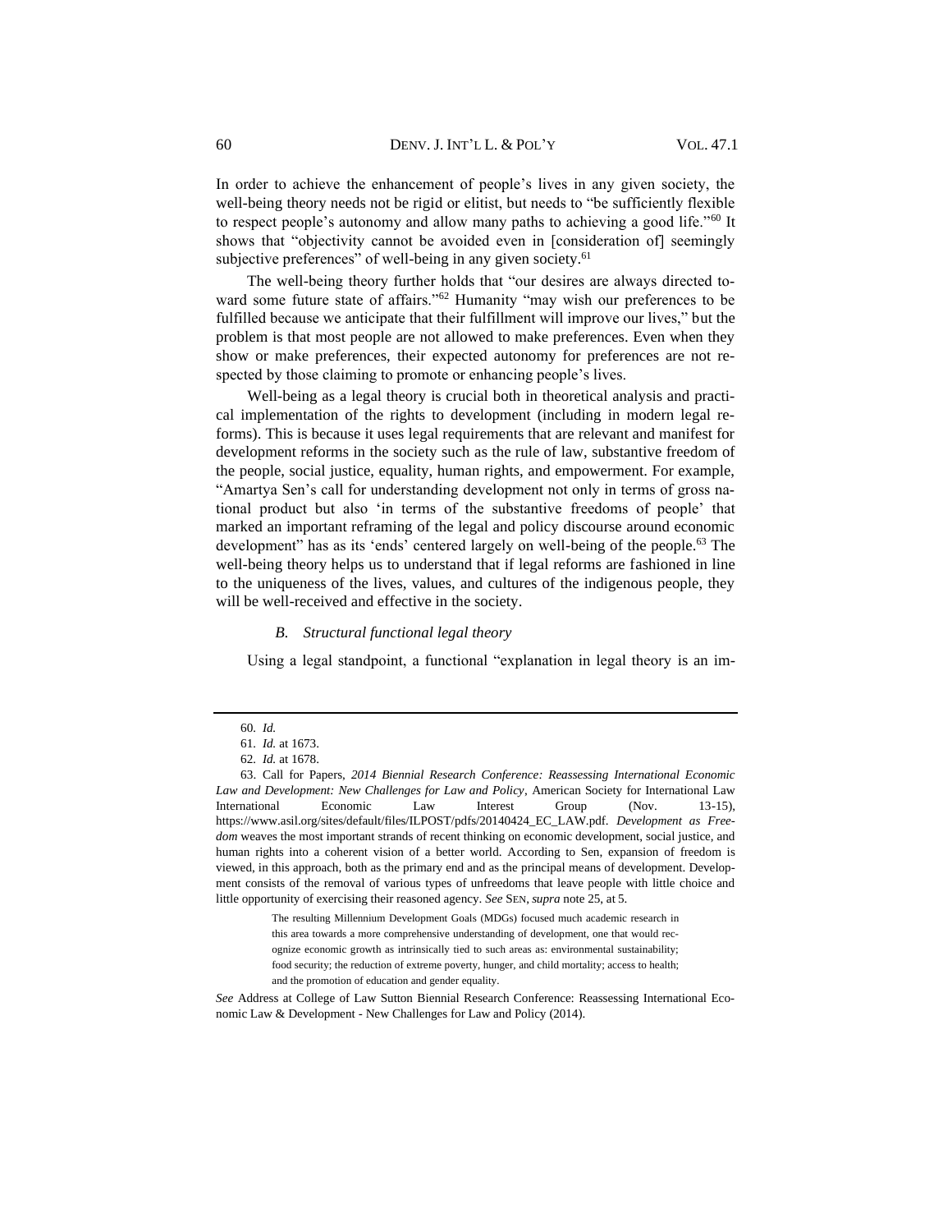In order to achieve the enhancement of people's lives in any given society, the well-being theory needs not be rigid or elitist, but needs to "be sufficiently flexible to respect people's autonomy and allow many paths to achieving a good life."[60] It shows that "objectivity cannot be avoided even in [consideration of] seemingly subjective preferences" of well-being in any given society.[61]

The well-being theory further holds that "our desires are always directed toward some future state of affairs."[62] Humanity "may wish our preferences to be fulfilled because we anticipate that their fulfillment will improve our lives," but the problem is that most people are not allowed to make preferences. Even when they show or make preferences, their expected autonomy for preferences are not respected by those claiming to promote or enhancing people's lives.

Well-being as a legal theory is crucial both in theoretical analysis and practical implementation of the rights to development (including in modern legal reforms). This is because it uses legal requirements that are relevant and manifest for development reforms in the society such as the rule of law, substantive freedom of the people, social justice, equality, human rights, and empowerment. For example, "Amartya Sen's call for understanding development not only in terms of gross national product but also 'in terms of the substantive freedoms of people' that marked an important reframing of the legal and policy discourse around economic development" has as its 'ends' centered largely on well-being of the people.[63] The well-being theory helps us to understand that if legal reforms are fashioned in line to the uniqueness of the lives, values, and cultures of the indigenous people, they will be well-received and effective in the society.

### *B. Structural functional legal theory*

Using a legal standpoint, a functional "explanation in legal theory is an im-

---

60. *Id.*

61. *Id.* at 1673.

62. *Id.* at 1678.

63. Call for Papers, *2014 Biennial Research Conference: Reassessing International Economic Law and Development: New Challenges for Law and Policy*, American Society for International Law International Economic Law Interest Group (Nov. 13-15), https://www.asil.org/sites/default/files/ILPOST/pdfs/20140424_EC_LAW.pdf. *Development as Freedom* weaves the most important strands of recent thinking on economic development, social justice, and human rights into a coherent vision of a better world. According to Sen, expansion of freedom is viewed, in this approach, both as the primary end and as the principal means of development. Development consists of the removal of various types of unfreedoms that leave people with little choice and little opportunity of exercising their reasoned agency. *See* SEN, *supra* note 25, at 5.

> The resulting Millennium Development Goals (MDGs) focused much academic research in this area towards a more comprehensive understanding of development, one that would recognize economic growth as intrinsically tied to such areas as: environmental sustainability; food security; the reduction of extreme poverty, hunger, and child mortality; access to health; and the promotion of education and gender equality.

*See* Address at College of Law Sutton Biennial Research Conference: Reassessing International Economic Law & Development - New Challenges for Law and Policy (2014).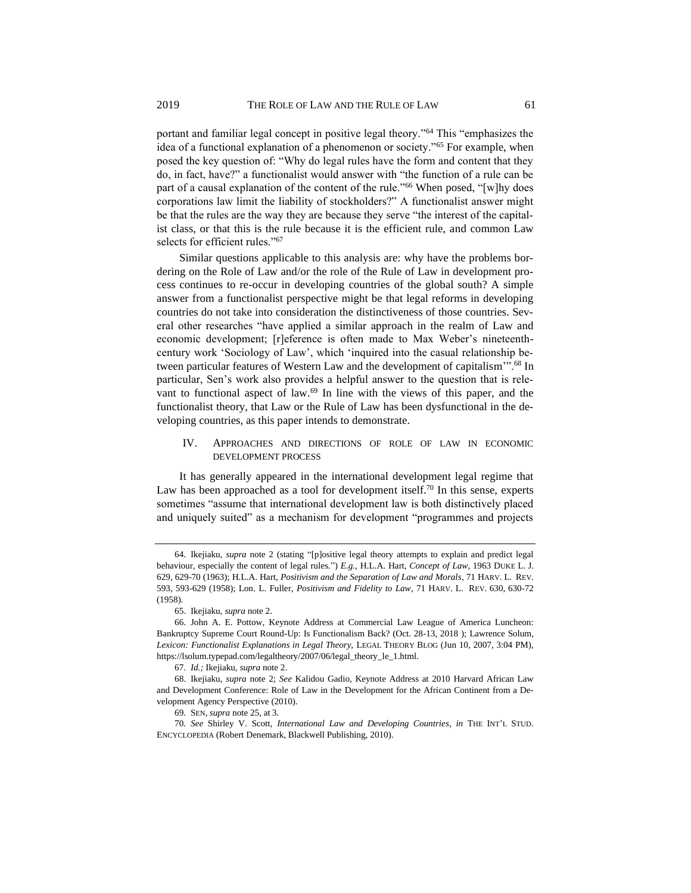portant and familiar legal concept in positive legal theory."[64] This "emphasizes the idea of a functional explanation of a phenomenon or society."[65] For example, when posed the key question of: "Why do legal rules have the form and content that they do, in fact, have?" a functionalist would answer with "the function of a rule can be part of a causal explanation of the content of the rule."[66] When posed, "[w]hy does corporations law limit the liability of stockholders?" A functionalist answer might be that the rules are the way they are because they serve "the interest of the capitalist class, or that this is the rule because it is the efficient rule, and common Law selects for efficient rules."[67]

Similar questions applicable to this analysis are: why have the problems bordering on the Role of Law and/or the role of the Rule of Law in development process continues to re-occur in developing countries of the global south? A simple answer from a functionalist perspective might be that legal reforms in developing countries do not take into consideration the distinctiveness of those countries. Several other researches "have applied a similar approach in the realm of Law and economic development; [r]eference is often made to Max Weber's nineteenth-century work 'Sociology of Law', which 'inquired into the casual relationship between particular features of Western Law and the development of capitalism'".[68] In particular, Sen's work also provides a helpful answer to the question that is relevant to functional aspect of law.[69] In line with the views of this paper, and the functionalist theory, that Law or the Rule of Law has been dysfunctional in the developing countries, as this paper intends to demonstrate.

## IV. APPROACHES AND DIRECTIONS OF ROLE OF LAW IN ECONOMIC DEVELOPMENT PROCESS

It has generally appeared in the international development legal regime that Law has been approached as a tool for development itself.[70] In this sense, experts sometimes "assume that international development law is both distinctively placed and uniquely suited" as a mechanism for development "programmes and projects

---

64. Ikejiaku, *supra* note 2 (stating "[p]ositive legal theory attempts to explain and predict legal behaviour, especially the content of legal rules.") *E.g.*, H.L.A. Hart, *Concept of Law*, 1963 DUKE L. J. 629, 629-70 (1963); H.L.A. Hart, *Positivism and the Separation of Law and Morals*, 71 HARV. L. REV. 593, 593-629 (1958); Lon. L. Fuller, *Positivism and Fidelity to Law*, 71 HARV. L. REV. 630, 630-72 (1958).

65. Ikejiaku, *supra* note 2.

66. John A. E. Pottow, Keynote Address at Commercial Law League of America Luncheon: Bankruptcy Supreme Court Round-Up: Is Functionalism Back? (Oct. 28-13, 2018 ); Lawrence Solum, *Lexicon: Functionalist Explanations in Legal Theory*, LEGAL THEORY BLOG (Jun 10, 2007, 3:04 PM), https://lsolum.typepad.com/legaltheory/2007/06/legal_theory_le_1.html.

67. *Id.;* Ikejiaku, *supra* note 2.

68. Ikejiaku, *supra* note 2; *See* Kalidou Gadio, Keynote Address at 2010 Harvard African Law and Development Conference: Role of Law in the Development for the African Continent from a Development Agency Perspective (2010).

69. SEN, *supra* note 25, at 3.

70. *See* Shirley V. Scott, *International Law and Developing Countries*, *in* THE INT'L STUD. ENCYCLOPEDIA (Robert Denemark, Blackwell Publishing, 2010).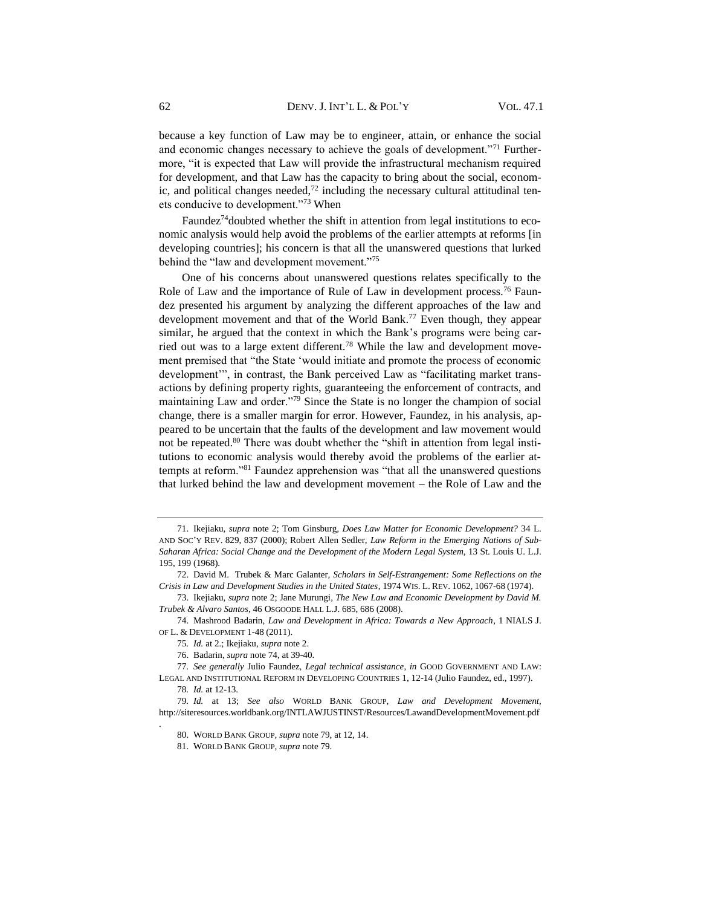because a key function of Law may be to engineer, attain, or enhance the social and economic changes necessary to achieve the goals of development."[71] Furthermore, "it is expected that Law will provide the infrastructural mechanism required for development, and that Law has the capacity to bring about the social, economic, and political changes needed,[72] including the necessary cultural attitudinal tenets conducive to development."[73] When

Faundez[74]doubted whether the shift in attention from legal institutions to economic analysis would help avoid the problems of the earlier attempts at reforms [in developing countries]; his concern is that all the unanswered questions that lurked behind the "law and development movement."[75]

One of his concerns about unanswered questions relates specifically to the Role of Law and the importance of Rule of Law in development process.[76] Faundez presented his argument by analyzing the different approaches of the law and development movement and that of the World Bank.[77] Even though, they appear similar, he argued that the context in which the Bank's programs were being carried out was to a large extent different.[78] While the law and development movement premised that "the State 'would initiate and promote the process of economic development'", in contrast, the Bank perceived Law as "facilitating market transactions by defining property rights, guaranteeing the enforcement of contracts, and maintaining Law and order."[79] Since the State is no longer the champion of social change, there is a smaller margin for error. However, Faundez, in his analysis, appeared to be uncertain that the faults of the development and law movement would not be repeated.[80] There was doubt whether the "shift in attention from legal institutions to economic analysis would thereby avoid the problems of the earlier attempts at reform."[81] Faundez apprehension was "that all the unanswered questions that lurked behind the law and development movement – the Role of Law and the

---

71. Ikejiaku, *supra* note 2; Tom Ginsburg, *Does Law Matter for Economic Development?* 34 L. AND SOC'Y REV. 829, 837 (2000); Robert Allen Sedler, *Law Reform in the Emerging Nations of Sub-Saharan Africa: Social Change and the Development of the Modern Legal System*, 13 St. Louis U. L.J. 195, 199 (1968).

72. David M. Trubek & Marc Galanter, *Scholars in Self-Estrangement: Some Reflections on the Crisis in Law and Development Studies in the United States*, 1974 WIS. L. REV. 1062, 1067-68 (1974).

73. Ikejiaku, *supra* note 2; Jane Murungi, *The New Law and Economic Development by David M. Trubek & Alvaro Santos*, 46 OSGOODE HALL L.J. 685, 686 (2008).

74. Mashrood Badarin, *Law and Development in Africa: Towards a New Approach*, 1 NIALS J. OF L. & DEVELOPMENT 1-48 (2011).

75. *Id.* at 2.; Ikejiaku, *supra* note 2.

76. Badarin, *supra* note 74, at 39-40.

77. *See generally* Julio Faundez, *Legal technical assistance*, *in* GOOD GOVERNMENT AND LAW: LEGAL AND INSTITUTIONAL REFORM IN DEVELOPING COUNTRIES 1, 12-14 (Julio Faundez, ed., 1997).

78. *Id.* at 12-13.

79. *Id.* at 13; *See also* WORLD BANK GROUP, *Law and Development Movement*, http://siteresources.worldbank.org/INTLAWJUSTINST/Resources/LawandDevelopmentMovement.pdf .

80. WORLD BANK GROUP, *supra* note 79, at 12, 14.

81. WORLD BANK GROUP, *supra* note 79.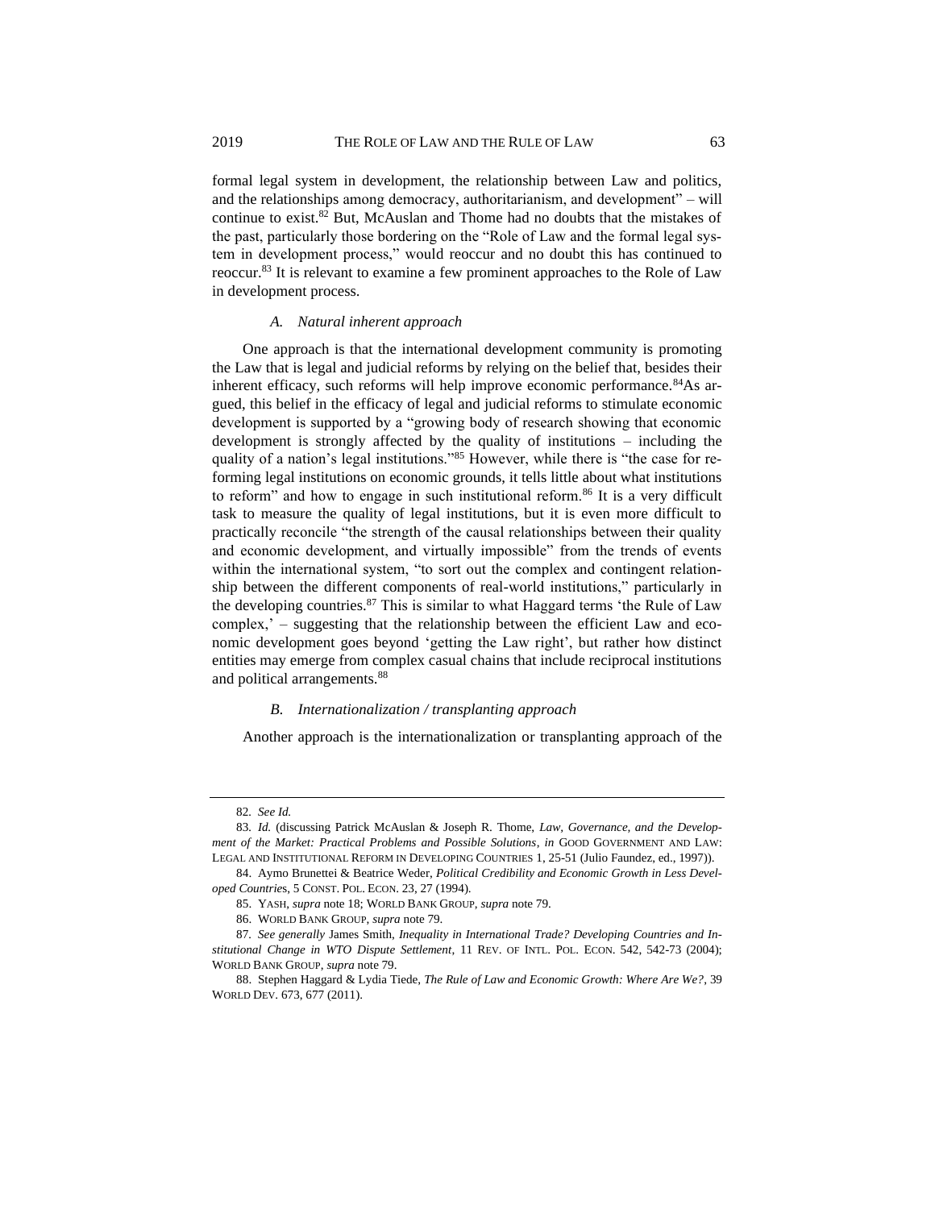formal legal system in development, the relationship between Law and politics, and the relationships among democracy, authoritarianism, and development" – will continue to exist.[82] But, McAuslan and Thome had no doubts that the mistakes of the past, particularly those bordering on the "Role of Law and the formal legal system in development process," would reoccur and no doubt this has continued to reoccur.[83] It is relevant to examine a few prominent approaches to the Role of Law in development process.

### *A. Natural inherent approach*

One approach is that the international development community is promoting the Law that is legal and judicial reforms by relying on the belief that, besides their inherent efficacy, such reforms will help improve economic performance.[84]As argued, this belief in the efficacy of legal and judicial reforms to stimulate economic development is supported by a "growing body of research showing that economic development is strongly affected by the quality of institutions – including the quality of a nation's legal institutions."[85] However, while there is "the case for reforming legal institutions on economic grounds, it tells little about what institutions to reform" and how to engage in such institutional reform.[86] It is a very difficult task to measure the quality of legal institutions, but it is even more difficult to practically reconcile "the strength of the causal relationships between their quality and economic development, and virtually impossible" from the trends of events within the international system, "to sort out the complex and contingent relationship between the different components of real-world institutions," particularly in the developing countries.[87] This is similar to what Haggard terms 'the Rule of Law complex,' – suggesting that the relationship between the efficient Law and economic development goes beyond 'getting the Law right', but rather how distinct entities may emerge from complex casual chains that include reciprocal institutions and political arrangements.[88]

### *B. Internationalization / transplanting approach*

Another approach is the internationalization or transplanting approach of the

---

82. *See Id.*

83. *Id.* (discussing Patrick McAuslan & Joseph R. Thome, *Law, Governance, and the Development of the Market: Practical Problems and Possible Solutions*, *in* GOOD GOVERNMENT AND LAW: LEGAL AND INSTITUTIONAL REFORM IN DEVELOPING COUNTRIES 1, 25-51 (Julio Faundez, ed., 1997)).

84. Aymo Brunettei & Beatrice Weder, *Political Credibility and Economic Growth in Less Developed Countries*, 5 CONST. POL. ECON. 23, 27 (1994).

85. YASH, *supra* note 18; WORLD BANK GROUP, *supra* note 79.

86. WORLD BANK GROUP, *supra* note 79.

87. *See generally* James Smith, *Inequality in International Trade? Developing Countries and Institutional Change in WTO Dispute Settlement*, 11 REV. OF INTL. POL. ECON. 542, 542-73 (2004); WORLD BANK GROUP, *supra* note 79.

88. Stephen Haggard & Lydia Tiede, *The Rule of Law and Economic Growth: Where Are We?*, 39 WORLD DEV. 673, 677 (2011).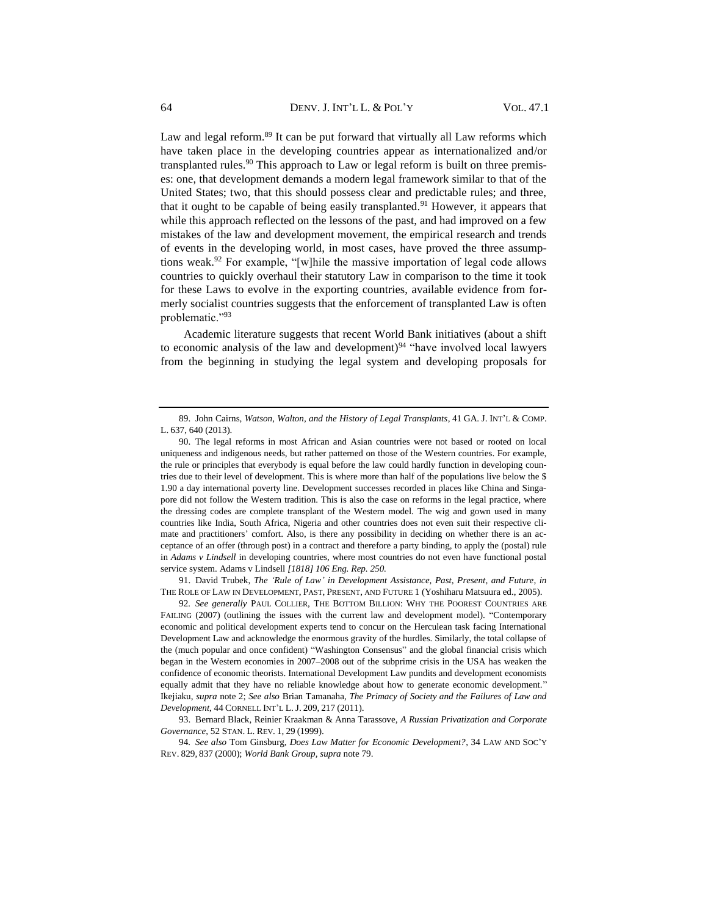Law and legal reform.[89] It can be put forward that virtually all Law reforms which have taken place in the developing countries appear as internationalized and/or transplanted rules.[90] This approach to Law or legal reform is built on three premises: one, that development demands a modern legal framework similar to that of the United States; two, that this should possess clear and predictable rules; and three, that it ought to be capable of being easily transplanted.[91] However, it appears that while this approach reflected on the lessons of the past, and had improved on a few mistakes of the law and development movement, the empirical research and trends of events in the developing world, in most cases, have proved the three assumptions weak.[92] For example, "[w]hile the massive importation of legal code allows countries to quickly overhaul their statutory Law in comparison to the time it took for these Laws to evolve in the exporting countries, available evidence from formerly socialist countries suggests that the enforcement of transplanted Law is often problematic."[93]

Academic literature suggests that recent World Bank initiatives (about a shift to economic analysis of the law and development)[94] "have involved local lawyers from the beginning in studying the legal system and developing proposals for

---

89. John Cairns, *Watson, Walton, and the History of Legal Transplants*, 41 GA. J. INT'L & COMP. L. 637, 640 (2013).

90. The legal reforms in most African and Asian countries were not based or rooted on local uniqueness and indigenous needs, but rather patterned on those of the Western countries. For example, the rule or principles that everybody is equal before the law could hardly function in developing countries due to their level of development. This is where more than half of the populations live below the $ 1.90 a day international poverty line. Development successes recorded in places like China and Singapore did not follow the Western tradition. This is also the case on reforms in the legal practice, where the dressing codes are complete transplant of the Western model. The wig and gown used in many countries like India, South Africa, Nigeria and other countries does not even suit their respective climate and practitioners' comfort. Also, is there any possibility in deciding on whether there is an acceptance of an offer (through post) in a contract and therefore a party binding, to apply the (postal) rule in *Adams v Lindsell* in developing countries, where most countries do not even have functional postal service system. Adams v Lindsell *[1818] 106 Eng. Rep. 250.*

91. David Trubek, *The 'Rule of Law' in Development Assistance, Past, Present, and Future*, *in* THE ROLE OF LAW IN DEVELOPMENT, PAST, PRESENT, AND FUTURE 1 (Yoshiharu Matsuura ed., 2005).

92. *See generally* PAUL COLLIER, THE BOTTOM BILLION: WHY THE POOREST COUNTRIES ARE FAILING (2007) (outlining the issues with the current law and development model). "Contemporary economic and political development experts tend to concur on the Herculean task facing International Development Law and acknowledge the enormous gravity of the hurdles. Similarly, the total collapse of the (much popular and once confident) "Washington Consensus" and the global financial crisis which began in the Western economies in 2007–2008 out of the subprime crisis in the USA has weaken the confidence of economic theorists. International Development Law pundits and development economists equally admit that they have no reliable knowledge about how to generate economic development." Ikejiaku, *supra* note 2; *See also* Brian Tamanaha, *The Primacy of Society and the Failures of Law and Development*, 44 CORNELL INT'L L. J. 209, 217 (2011).

93. Bernard Black, Reinier Kraakman & Anna Tarassove, *A Russian Privatization and Corporate Governance*, 52 STAN. L. REV. 1, 29 (1999).

94. *See also* Tom Ginsburg, *Does Law Matter for Economic Development?*, 34 LAW AND SOC'Y REV. 829, 837 (2000); *World Bank Group*, *supra* note 79.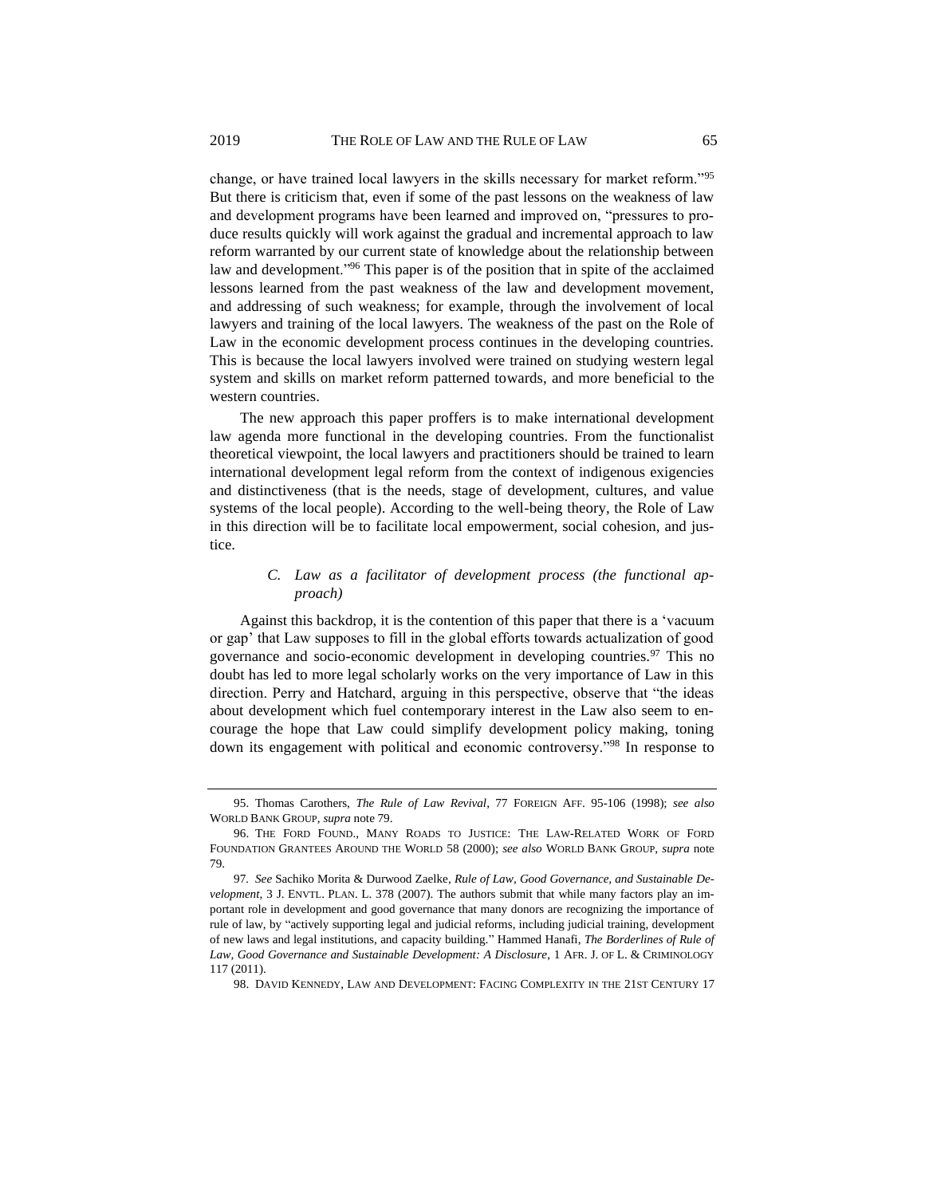change, or have trained local lawyers in the skills necessary for market reform."[95] But there is criticism that, even if some of the past lessons on the weakness of law and development programs have been learned and improved on, "pressures to produce results quickly will work against the gradual and incremental approach to law reform warranted by our current state of knowledge about the relationship between law and development."[96] This paper is of the position that in spite of the acclaimed lessons learned from the past weakness of the law and development movement, and addressing of such weakness; for example, through the involvement of local lawyers and training of the local lawyers. The weakness of the past on the Role of Law in the economic development process continues in the developing countries. This is because the local lawyers involved were trained on studying western legal system and skills on market reform patterned towards, and more beneficial to the western countries.

The new approach this paper proffers is to make international development law agenda more functional in the developing countries. From the functionalist theoretical viewpoint, the local lawyers and practitioners should be trained to learn international development legal reform from the context of indigenous exigencies and distinctiveness (that is the needs, stage of development, cultures, and value systems of the local people). According to the well-being theory, the Role of Law in this direction will be to facilitate local empowerment, social cohesion, and justice.

### C. *Law as a facilitator of development process (the functional approach)*

Against this backdrop, it is the contention of this paper that there is a 'vacuum or gap' that Law supposes to fill in the global efforts towards actualization of good governance and socio-economic development in developing countries.[97] This no doubt has led to more legal scholarly works on the very importance of Law in this direction. Perry and Hatchard, arguing in this perspective, observe that "the ideas about development which fuel contemporary interest in the Law also seem to encourage the hope that Law could simplify development policy making, toning down its engagement with political and economic controversy."[98] In response to

---

95. Thomas Carothers, *The Rule of Law Revival*, 77 FOREIGN AFF. 95-106 (1998); *see also* WORLD BANK GROUP, *supra* note 79.

96. THE FORD FOUND., MANY ROADS TO JUSTICE: THE LAW-RELATED WORK OF FORD FOUNDATION GRANTEES AROUND THE WORLD 58 (2000); *see also* WORLD BANK GROUP, *supra* note 79.

97. *See* Sachiko Morita & Durwood Zaelke, *Rule of Law, Good Governance, and Sustainable Development*, 3 J. ENVTL. PLAN. L. 378 (2007). The authors submit that while many factors play an important role in development and good governance that many donors are recognizing the importance of rule of law, by "actively supporting legal and judicial reforms, including judicial training, development of new laws and legal institutions, and capacity building." Hammed Hanafi, *The Borderlines of Rule of Law, Good Governance and Sustainable Development: A Disclosure*, 1 AFR. J. OF L. & CRIMINOLOGY 117 (2011).

98. DAVID KENNEDY, LAW AND DEVELOPMENT: FACING COMPLEXITY IN THE 21ST CENTURY 17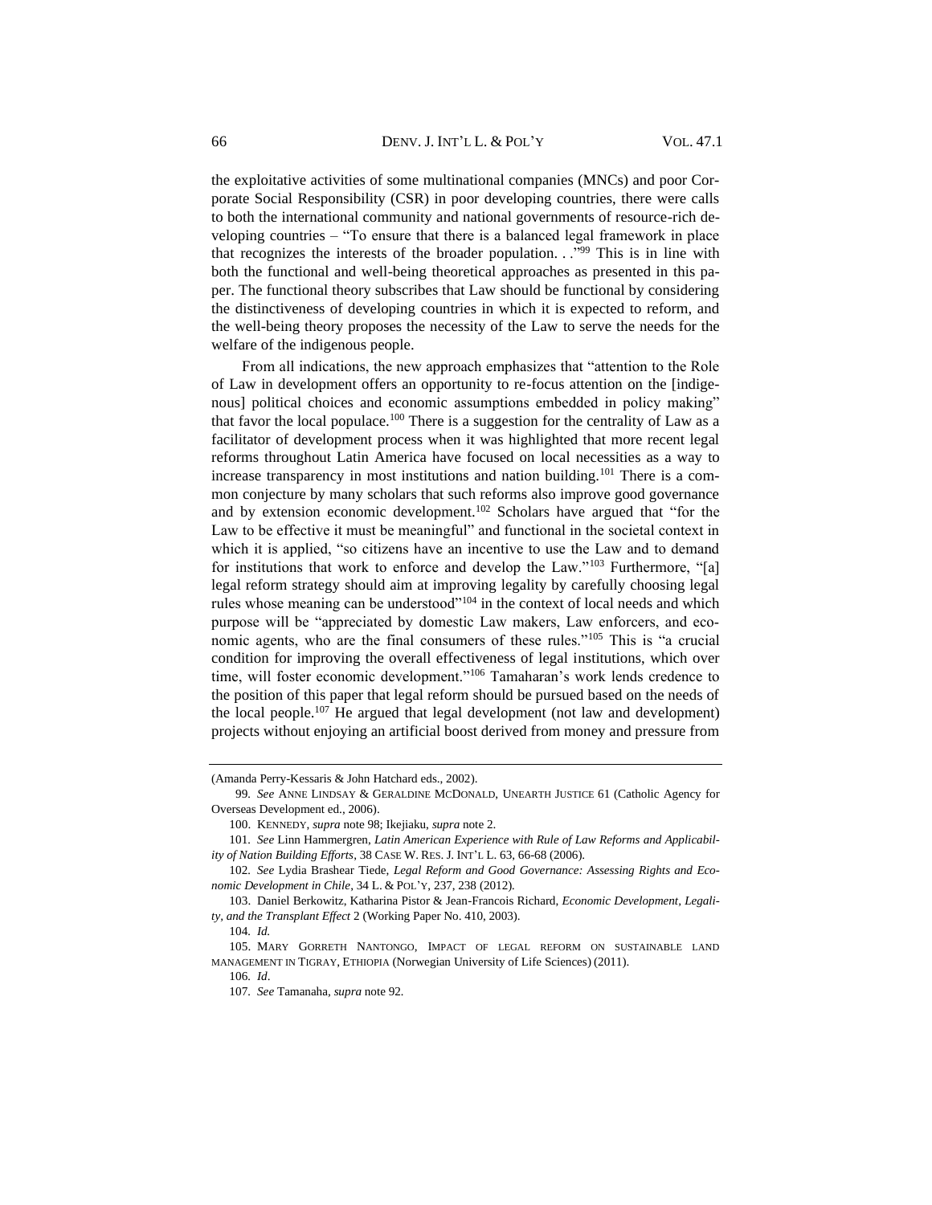the exploitative activities of some multinational companies (MNCs) and poor Corporate Social Responsibility (CSR) in poor developing countries, there were calls to both the international community and national governments of resource-rich developing countries – "To ensure that there is a balanced legal framework in place that recognizes the interests of the broader population. . ."[99] This is in line with both the functional and well-being theoretical approaches as presented in this paper. The functional theory subscribes that Law should be functional by considering the distinctiveness of developing countries in which it is expected to reform, and the well-being theory proposes the necessity of the Law to serve the needs for the welfare of the indigenous people.

From all indications, the new approach emphasizes that "attention to the Role of Law in development offers an opportunity to re-focus attention on the [indigenous] political choices and economic assumptions embedded in policy making" that favor the local populace.[100] There is a suggestion for the centrality of Law as a facilitator of development process when it was highlighted that more recent legal reforms throughout Latin America have focused on local necessities as a way to increase transparency in most institutions and nation building.[101] There is a common conjecture by many scholars that such reforms also improve good governance and by extension economic development.[102] Scholars have argued that "for the Law to be effective it must be meaningful" and functional in the societal context in which it is applied, "so citizens have an incentive to use the Law and to demand for institutions that work to enforce and develop the Law."[103] Furthermore, "[a] legal reform strategy should aim at improving legality by carefully choosing legal rules whose meaning can be understood"[104] in the context of local needs and which purpose will be "appreciated by domestic Law makers, Law enforcers, and economic agents, who are the final consumers of these rules."[105] This is "a crucial condition for improving the overall effectiveness of legal institutions, which over time, will foster economic development."[106] Tamaharan's work lends credence to the position of this paper that legal reform should be pursued based on the needs of the local people.[107] He argued that legal development (not law and development) projects without enjoying an artificial boost derived from money and pressure from

---

(Amanda Perry-Kessaris & John Hatchard eds., 2002).

99. *See* ANNE LINDSAY & GERALDINE MCDONALD, UNEARTH JUSTICE 61 (Catholic Agency for Overseas Development ed., 2006).

100. KENNEDY, *supra* note 98; Ikejiaku, *supra* note 2.

101. *See* Linn Hammergren, *Latin American Experience with Rule of Law Reforms and Applicability of Nation Building Efforts*, 38 CASE W. RES. J. INT'L L. 63, 66-68 (2006).

102. *See* Lydia Brashear Tiede, *Legal Reform and Good Governance: Assessing Rights and Economic Development in Chile*, 34 L. & POL'Y, 237, 238 (2012).

103. Daniel Berkowitz, Katharina Pistor & Jean-Francois Richard, *Economic Development, Legality, and the Transplant Effect* 2 (Working Paper No. 410, 2003).

104. *Id.*

105. MARY GORRETH NANTONGO, IMPACT OF LEGAL REFORM ON SUSTAINABLE LAND MANAGEMENT IN TIGRAY, ETHIOPIA (Norwegian University of Life Sciences) (2011).

106. *Id*.

107. *See* Tamanaha, *supra* note 92.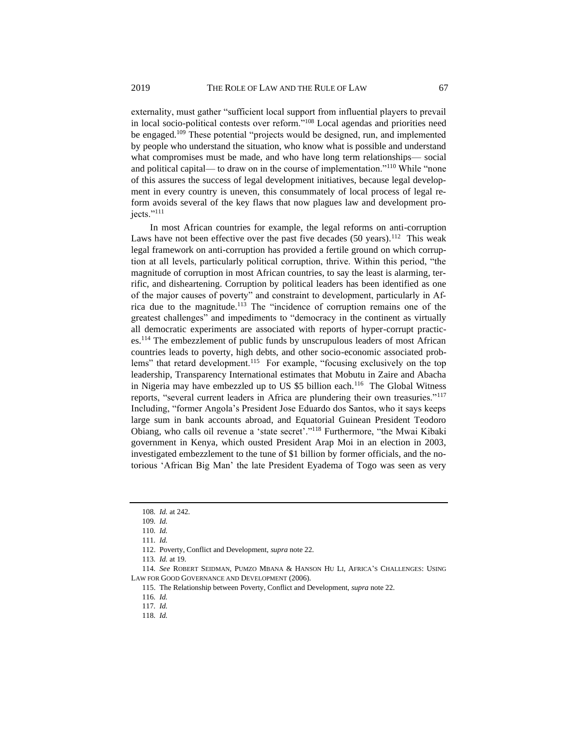externality, must gather "sufficient local support from influential players to prevail in local socio-political contests over reform."[108] Local agendas and priorities need be engaged.[109] These potential "projects would be designed, run, and implemented by people who understand the situation, who know what is possible and understand what compromises must be made, and who have long term relationships— social and political capital— to draw on in the course of implementation."[110] While "none of this assures the success of legal development initiatives, because legal development in every country is uneven, this consummately of local process of legal reform avoids several of the key flaws that now plagues law and development projects."[111]

In most African countries for example, the legal reforms on anti-corruption Laws have not been effective over the past five decades (50 years).[112] This weak legal framework on anti-corruption has provided a fertile ground on which corruption at all levels, particularly political corruption, thrive. Within this period, "the magnitude of corruption in most African countries, to say the least is alarming, terrific, and disheartening. Corruption by political leaders has been identified as one of the major causes of poverty" and constraint to development, particularly in Africa due to the magnitude.[113] The "incidence of corruption remains one of the greatest challenges" and impediments to "democracy in the continent as virtually all democratic experiments are associated with reports of hyper-corrupt practices.[114] The embezzlement of public funds by unscrupulous leaders of most African countries leads to poverty, high debts, and other socio-economic associated problems" that retard development.[115] For example, "focusing exclusively on the top leadership, Transparency International estimates that Mobutu in Zaire and Abacha in Nigeria may have embezzled up to US $5 billion each.[116] The Global Witness reports, "several current leaders in Africa are plundering their own treasuries."[117] Including, "former Angola's President Jose Eduardo dos Santos, who it says keeps large sum in bank accounts abroad, and Equatorial Guinean President Teodoro Obiang, who calls oil revenue a 'state secret'."[118] Furthermore, "the Mwai Kibaki government in Kenya, which ousted President Arap Moi in an election in 2003, investigated embezzlement to the tune of $1 billion by former officials, and the notorious 'African Big Man' the late President Eyadema of Togo was seen as very

---

108. *Id.* at 242.
109. *Id.*
110. *Id.*
111. *Id.*
112. Poverty, Conflict and Development, *supra* note 22.
113. *Id.* at 19.
114. *See* ROBERT SEIDMAN, PUMZO MBANA & HANSON HU LI, AFRICA'S CHALLENGES: USING LAW FOR GOOD GOVERNANCE AND DEVELOPMENT (2006).
115. The Relationship between Poverty, Conflict and Development, *supra* note 22.
116. *Id.*
117. *Id.*
118. *Id.*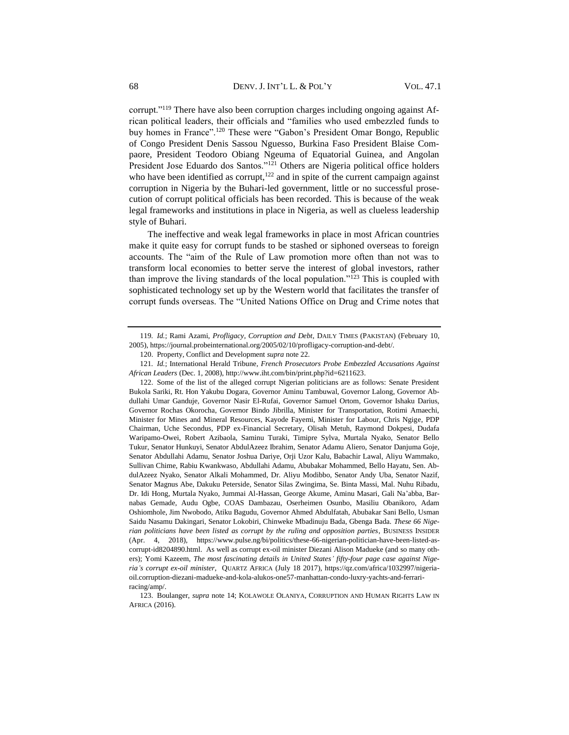corrupt."[119] There have also been corruption charges including ongoing against African political leaders, their officials and "families who used embezzled funds to buy homes in France".[120] These were "Gabon's President Omar Bongo, Republic of Congo President Denis Sassou Nguesso, Burkina Faso President Blaise Compaore, President Teodoro Obiang Ngeuma of Equatorial Guinea, and Angolan President Jose Eduardo dos Santos."[121] Others are Nigeria political office holders who have been identified as corrupt,[122] and in spite of the current campaign against corruption in Nigeria by the Buhari-led government, little or no successful prosecution of corrupt political officials has been recorded. This is because of the weak legal frameworks and institutions in place in Nigeria, as well as clueless leadership style of Buhari.

The ineffective and weak legal frameworks in place in most African countries make it quite easy for corrupt funds to be stashed or siphoned overseas to foreign accounts. The "aim of the Rule of Law promotion more often than not was to transform local economies to better serve the interest of global investors, rather than improve the living standards of the local population."[123] This is coupled with sophisticated technology set up by the Western world that facilitates the transfer of corrupt funds overseas. The "United Nations Office on Drug and Crime notes that

---

119. *Id.*; Rami Azami, *Profligacy, Corruption and Debt*, DAILY TIMES (PAKISTAN) (February 10, 2005), https://journal.probeinternational.org/2005/02/10/profligacy-corruption-and-debt/.

120. Property, Conflict and Development *supra* note 22.

121. *Id.*; International Herald Tribune, *French Prosecutors Probe Embezzled Accusations Against African Leaders* (Dec. 1, 2008), http://www.iht.com/bin/print.php?id=6211623.

122. Some of the list of the alleged corrupt Nigerian politicians are as follows: Senate President Bukola Sariki, Rt. Hon Yakubu Dogara, Governor Aminu Tambuwal, Governor Lalong, Governor Abdullahi Umar Ganduje, Governor Nasir El-Rufai, Governor Samuel Ortom, Governor Ishaku Darius, Governor Rochas Okorocha, Governor Bindo Jibrilla, Minister for Transportation, Rotimi Amaechi, Minister for Mines and Mineral Resources, Kayode Fayemi, Minister for Labour, Chris Ngige, PDP Chairman, Uche Secondus, PDP ex-Financial Secretary, Olisah Metuh, Raymond Dokpesi, Dudafa Waripamo-Owei, Robert Azibaola, Saminu Turaki, Timipre Sylva, Murtala Nyako, Senator Bello Tukur, Senator Hunkuyi, Senator AbdulAzeez Ibrahim, Senator Adamu Aliero, Senator Danjuma Goje, Senator Abdullahi Adamu, Senator Joshua Dariye, Orji Uzor Kalu, Babachir Lawal, Aliyu Wammako, Sullivan Chime, Rabiu Kwankwaso, Abdullahi Adamu, Abubakar Mohammed, Bello Hayatu, Sen. AbdulAzeez Nyako, Senator Alkali Mohammed, Dr. Aliyu Modibbo, Senator Andy Uba, Senator Nazif, Senator Magnus Abe, Dakuku Peterside, Senator Silas Zwingima, Se. Binta Massi, Mal. Nuhu Ribadu, Dr. Idi Hong, Murtala Nyako, Jummai Al-Hassan, George Akume, Aminu Masari, Gali Na'abba, Barnabas Gemade, Audu Ogbe, COAS Dambazau, Oserheimen Osunbo, Masiliu Obanikoro, Adam Oshiomhole, Jim Nwobodo, Atiku Bagudu, Governor Ahmed Abdulfatah, Abubakar Sani Bello, Usman Saidu Nasamu Dakingari, Senator Lokobiri, Chinweke Mbadinuju Bada, Gbenga Bada. *These 66 Nigerian politicians have been listed as corrupt by the ruling and opposition parties*, BUSINESS INSIDER (Apr. 4, 2018), https://www.pulse.ng/bi/politics/these-66-nigerian-politician-have-been-listed-as-corrupt-id8204890.html. As well as corrupt ex-oil minister Diezani Alison Madueke (and so many others); Yomi Kazeem, *The most fascinating details in United States' fifty-four page case against Nigeria's corrupt ex-oil minister*, QUARTZ AFRICA (July 18 2017), https://qz.com/africa/1032997/nigeria-oil.corruption-diezani-madueke-and-kola-alukos-one57-manhattan-condo-luxry-yachts-and-ferrari-racing/amp/.

123. Boulanger, *supra* note 14; KOLAWOLE OLANIYA, CORRUPTION AND HUMAN RIGHTS LAW IN AFRICA (2016).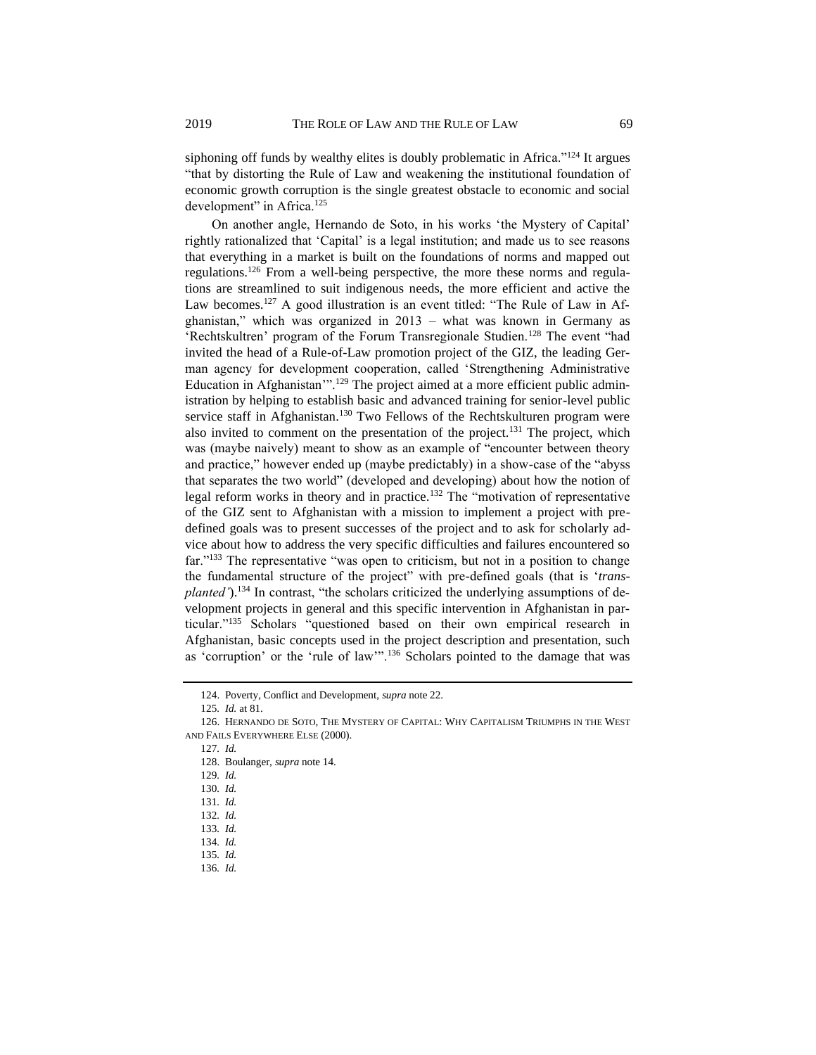siphoning off funds by wealthy elites is doubly problematic in Africa."[124] It argues "that by distorting the Rule of Law and weakening the institutional foundation of economic growth corruption is the single greatest obstacle to economic and social development" in Africa.[125]

On another angle, Hernando de Soto, in his works 'the Mystery of Capital' rightly rationalized that 'Capital' is a legal institution; and made us to see reasons that everything in a market is built on the foundations of norms and mapped out regulations.[126] From a well-being perspective, the more these norms and regulations are streamlined to suit indigenous needs, the more efficient and active the Law becomes.[127] A good illustration is an event titled: "The Rule of Law in Afghanistan," which was organized in 2013 – what was known in Germany as 'Rechtskultren' program of the Forum Transregionale Studien.[128] The event "had invited the head of a Rule-of-Law promotion project of the GIZ, the leading German agency for development cooperation, called 'Strengthening Administrative Education in Afghanistan'".[129] The project aimed at a more efficient public administration by helping to establish basic and advanced training for senior-level public service staff in Afghanistan.[130] Two Fellows of the Rechtskulturen program were also invited to comment on the presentation of the project.[131] The project, which was (maybe naively) meant to show as an example of "encounter between theory and practice," however ended up (maybe predictably) in a show-case of the "abyss that separates the two world" (developed and developing) about how the notion of legal reform works in theory and in practice.[132] The "motivation of representative of the GIZ sent to Afghanistan with a mission to implement a project with pre-defined goals was to present successes of the project and to ask for scholarly advice about how to address the very specific difficulties and failures encountered so far."[133] The representative "was open to criticism, but not in a position to change the fundamental structure of the project" with pre-defined goals (that is '*transplanted'*).[134] In contrast, "the scholars criticized the underlying assumptions of development projects in general and this specific intervention in Afghanistan in particular."[135] Scholars "questioned based on their own empirical research in Afghanistan, basic concepts used in the project description and presentation, such as 'corruption' or the 'rule of law'".[136] Scholars pointed to the damage that was

---

124. Poverty, Conflict and Development, *supra* note 22.

125. *Id.* at 81.

126. HERNANDO DE SOTO, THE MYSTERY OF CAPITAL: WHY CAPITALISM TRIUMPHS IN THE WEST AND FAILS EVERYWHERE ELSE (2000).

127. *Id.*

128. Boulanger, *supra* note 14.

129. *Id.*

130. *Id.*

131. *Id.*

132. *Id.*

133. *Id.*

134. *Id.*

135. *Id.*

136. *Id.*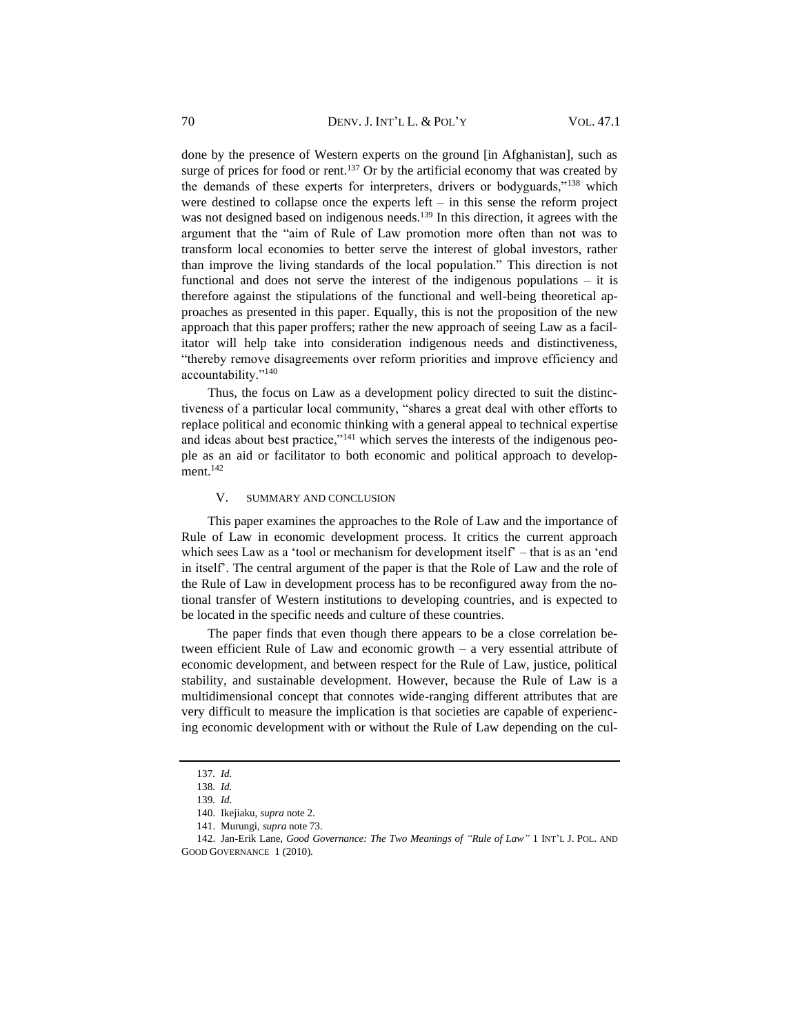done by the presence of Western experts on the ground [in Afghanistan], such as surge of prices for food or rent.[137] Or by the artificial economy that was created by the demands of these experts for interpreters, drivers or bodyguards,"[138] which were destined to collapse once the experts left – in this sense the reform project was not designed based on indigenous needs.[139] In this direction, it agrees with the argument that the "aim of Rule of Law promotion more often than not was to transform local economies to better serve the interest of global investors, rather than improve the living standards of the local population." This direction is not functional and does not serve the interest of the indigenous populations – it is therefore against the stipulations of the functional and well-being theoretical approaches as presented in this paper. Equally, this is not the proposition of the new approach that this paper proffers; rather the new approach of seeing Law as a facilitator will help take into consideration indigenous needs and distinctiveness, "thereby remove disagreements over reform priorities and improve efficiency and accountability."[140]

Thus, the focus on Law as a development policy directed to suit the distinctiveness of a particular local community, "shares a great deal with other efforts to replace political and economic thinking with a general appeal to technical expertise and ideas about best practice,"[141] which serves the interests of the indigenous people as an aid or facilitator to both economic and political approach to development.[142]

## V. SUMMARY AND CONCLUSION

This paper examines the approaches to the Role of Law and the importance of Rule of Law in economic development process. It critics the current approach which sees Law as a 'tool or mechanism for development itself' – that is as an 'end in itself'. The central argument of the paper is that the Role of Law and the role of the Rule of Law in development process has to be reconfigured away from the notional transfer of Western institutions to developing countries, and is expected to be located in the specific needs and culture of these countries.

The paper finds that even though there appears to be a close correlation between efficient Rule of Law and economic growth – a very essential attribute of economic development, and between respect for the Rule of Law, justice, political stability, and sustainable development. However, because the Rule of Law is a multidimensional concept that connotes wide-ranging different attributes that are very difficult to measure the implication is that societies are capable of experiencing economic development with or without the Rule of Law depending on the cul-

---

137. *Id.*

138. *Id.*

139. *Id.*

140. Ikejiaku, *supra* note 2.

141. Murungi, *supra* note 73.

142. Jan-Erik Lane, *Good Governance: The Two Meanings of "Rule of Law"* 1 INT'L J. POL. AND GOOD GOVERNANCE 1 (2010).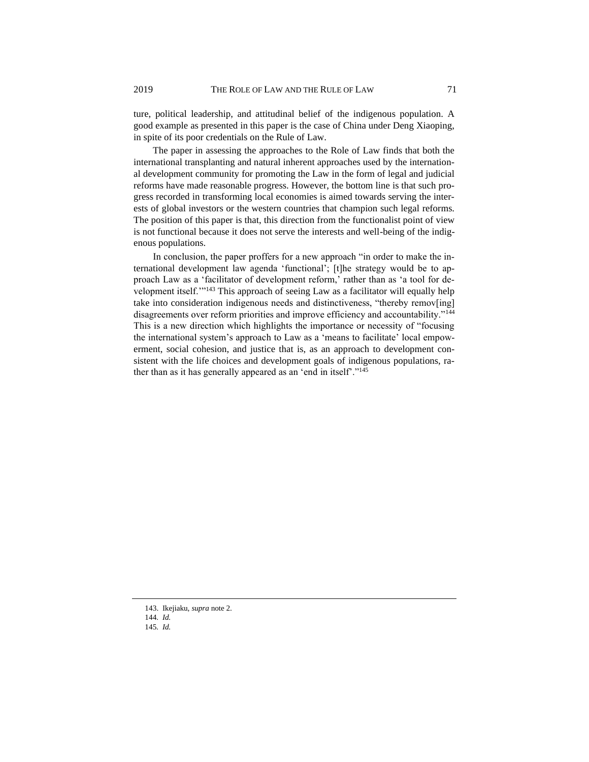ture, political leadership, and attitudinal belief of the indigenous population. A good example as presented in this paper is the case of China under Deng Xiaoping, in spite of its poor credentials on the Rule of Law.

The paper in assessing the approaches to the Role of Law finds that both the international transplanting and natural inherent approaches used by the international development community for promoting the Law in the form of legal and judicial reforms have made reasonable progress. However, the bottom line is that such progress recorded in transforming local economies is aimed towards serving the interests of global investors or the western countries that champion such legal reforms. The position of this paper is that, this direction from the functionalist point of view is not functional because it does not serve the interests and well-being of the indigenous populations.

In conclusion, the paper proffers for a new approach "in order to make the international development law agenda 'functional'; [t]he strategy would be to approach Law as a 'facilitator of development reform,' rather than as 'a tool for development itself.'"[143] This approach of seeing Law as a facilitator will equally help take into consideration indigenous needs and distinctiveness, "thereby remov[ing] disagreements over reform priorities and improve efficiency and accountability."[144] This is a new direction which highlights the importance or necessity of "focusing the international system's approach to Law as a 'means to facilitate' local empowerment, social cohesion, and justice that is, as an approach to development consistent with the life choices and development goals of indigenous populations, rather than as it has generally appeared as an 'end in itself'."[145]

---

143. Ikejiaku, *supra* note 2.

144. *Id.*

145. *Id.*